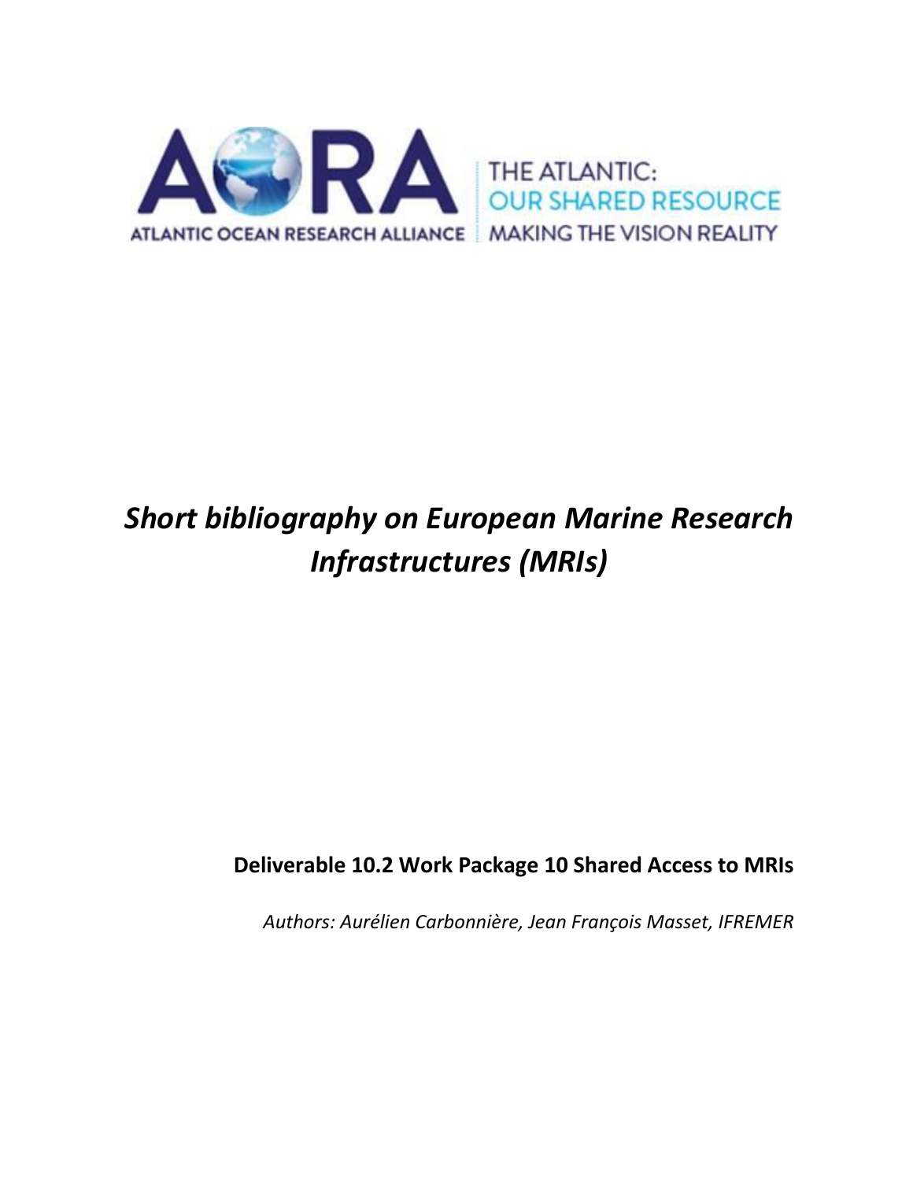AORA

ATLANTIC OCEAN RESEARCH ALLIANCE

THE ATLANTIC: OUR SHARED RESOURCE

MAKING THE VISION REALITY

# *Short bibliography on European Marine Research Infrastructures (MRIs)*

**Deliverable 10.2 Work Package 10 Shared Access to MRIs**

*Authors: Aurélien Carbonnière, Jean François Masset, IFREMER*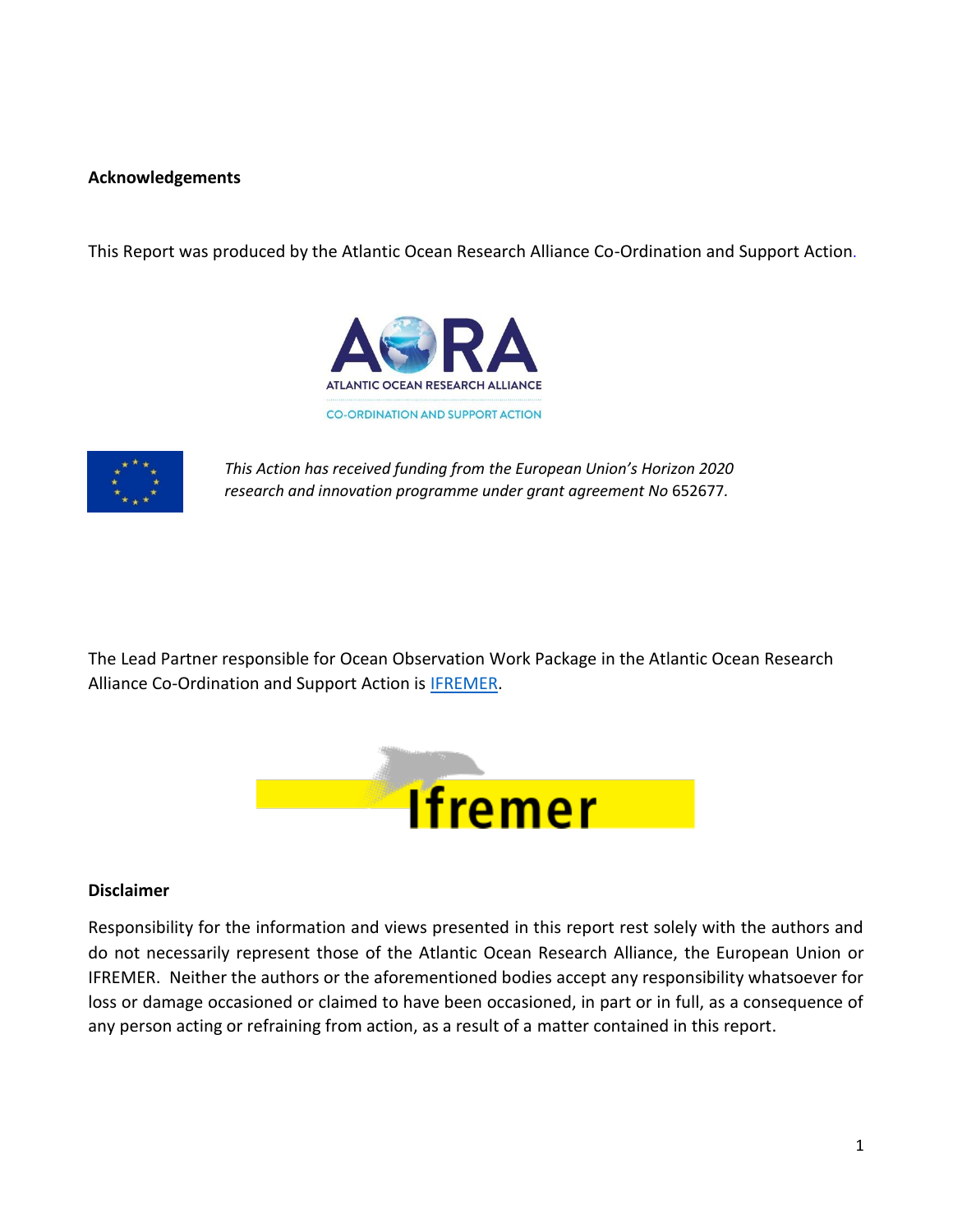**Acknowledgements**

This Report was produced by the Atlantic Ocean Research Alliance Co-Ordination and Support Action.

*This Action has received funding from the European Union's Horizon 2020 research and innovation programme under grant agreement No* 652677*.*

The Lead Partner responsible for Ocean Observation Work Package in the Atlantic Ocean Research Alliance Co-Ordination and Support Action is IFREMER.

**Disclaimer**

Responsibility for the information and views presented in this report rest solely with the authors and do not necessarily represent those of the Atlantic Ocean Research Alliance, the European Union or IFREMER. Neither the authors or the aforementioned bodies accept any responsibility whatsoever for loss or damage occasioned or claimed to have been occasioned, in part or in full, as a consequence of any person acting or refraining from action, as a result of a matter contained in this report.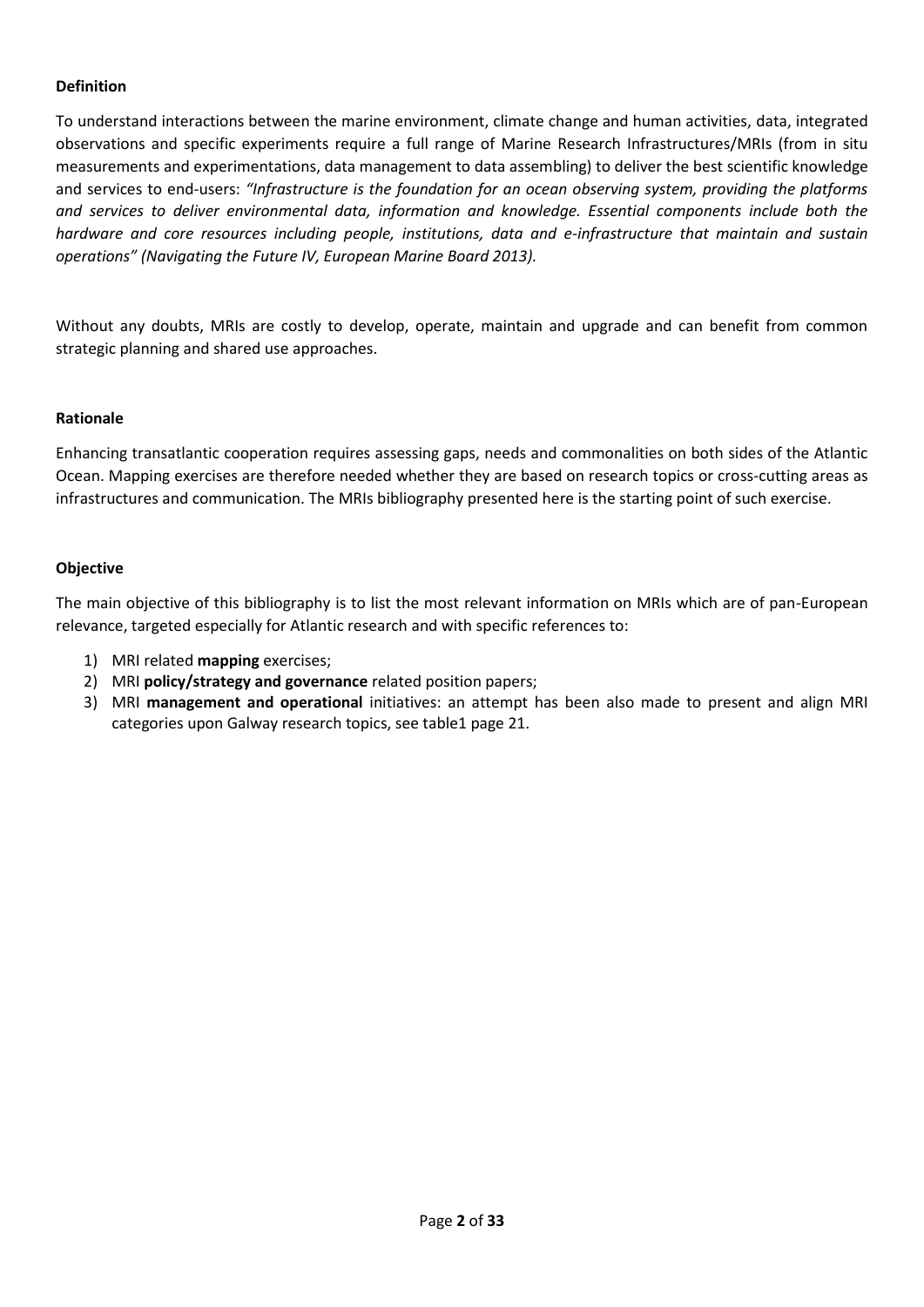**Definition**

To understand interactions between the marine environment, climate change and human activities, data, integrated observations and specific experiments require a full range of Marine Research Infrastructures/MRIs (from in situ measurements and experimentations, data management to data assembling) to deliver the best scientific knowledge and services to end-users: *"Infrastructure is the foundation for an ocean observing system, providing the platforms and services to deliver environmental data, information and knowledge. Essential components include both the hardware and core resources including people, institutions, data and e-infrastructure that maintain and sustain operations" (Navigating the Future IV, European Marine Board 2013).*

Without any doubts, MRIs are costly to develop, operate, maintain and upgrade and can benefit from common strategic planning and shared use approaches.

**Rationale**

Enhancing transatlantic cooperation requires assessing gaps, needs and commonalities on both sides of the Atlantic Ocean. Mapping exercises are therefore needed whether they are based on research topics or cross-cutting areas as infrastructures and communication. The MRIs bibliography presented here is the starting point of such exercise.

**Objective**

The main objective of this bibliography is to list the most relevant information on MRIs which are of pan-European relevance, targeted especially for Atlantic research and with specific references to:

1) MRI related **mapping** exercises;
2) MRI **policy/strategy and governance** related position papers;
3) MRI **management and operational** initiatives: an attempt has been also made to present and align MRI categories upon Galway research topics, see table1 page 21.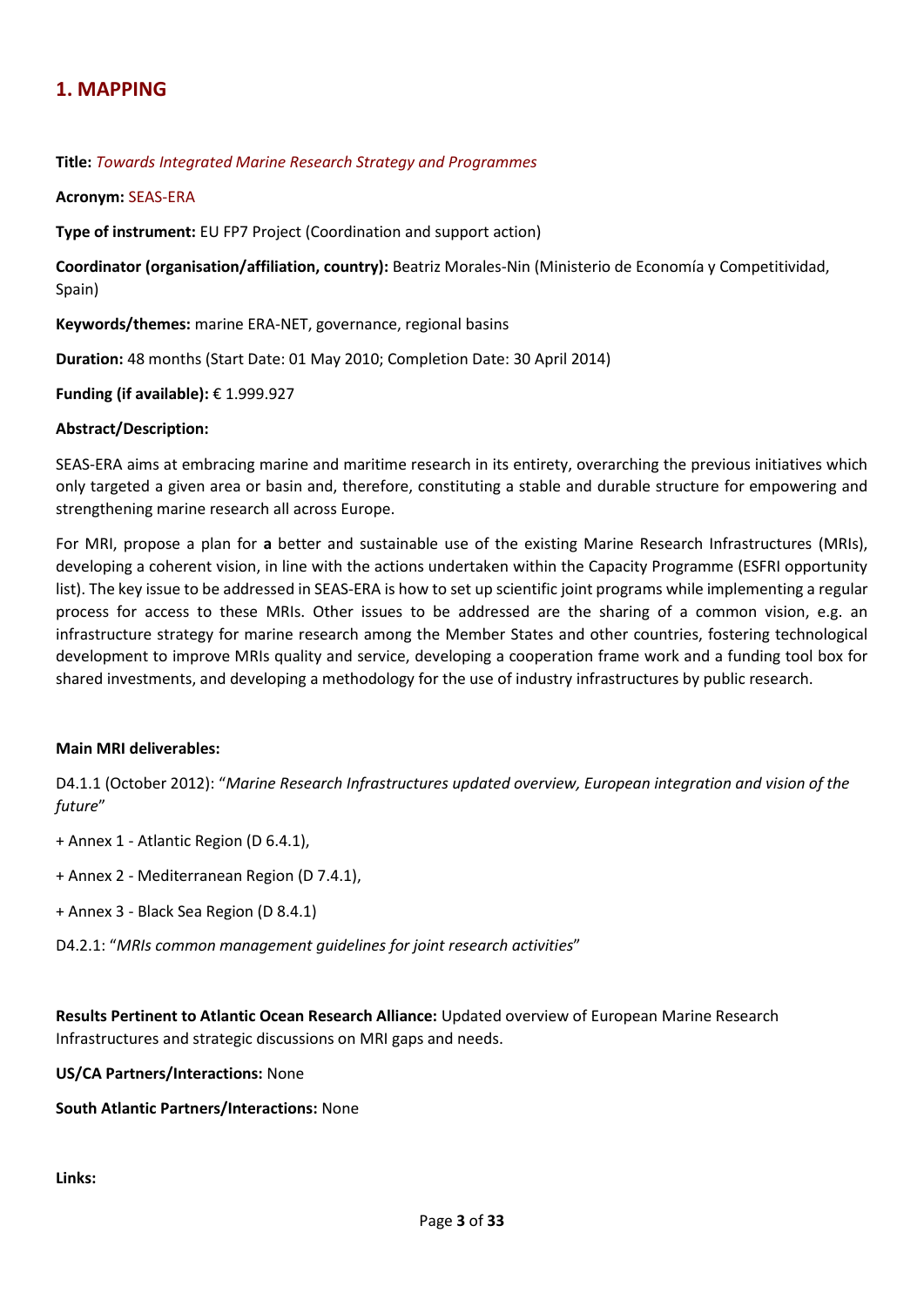## 1. MAPPING

**Title:** *Towards Integrated Marine Research Strategy and Programmes*

**Acronym:** SEAS-ERA

**Type of instrument:** EU FP7 Project (Coordination and support action)

**Coordinator (organisation/affiliation, country):** Beatriz Morales-Nin (Ministerio de Economía y Competitividad, Spain)

**Keywords/themes:** marine ERA-NET, governance, regional basins

**Duration:** 48 months (Start Date: 01 May 2010; Completion Date: 30 April 2014)

**Funding (if available):** € 1.999.927

**Abstract/Description:**

SEAS-ERA aims at embracing marine and maritime research in its entirety, overarching the previous initiatives which only targeted a given area or basin and, therefore, constituting a stable and durable structure for empowering and strengthening marine research all across Europe.

For MRI, propose a plan for **a** better and sustainable use of the existing Marine Research Infrastructures (MRIs), developing a coherent vision, in line with the actions undertaken within the Capacity Programme (ESFRI opportunity list). The key issue to be addressed in SEAS-ERA is how to set up scientific joint programs while implementing a regular process for access to these MRIs. Other issues to be addressed are the sharing of a common vision, e.g. an infrastructure strategy for marine research among the Member States and other countries, fostering technological development to improve MRIs quality and service, developing a cooperation frame work and a funding tool box for shared investments, and developing a methodology for the use of industry infrastructures by public research.

**Main MRI deliverables:**

D4.1.1 (October 2012): "*Marine Research Infrastructures updated overview, European integration and vision of the future*"

+ Annex 1 - Atlantic Region (D 6.4.1),

+ Annex 2 - Mediterranean Region (D 7.4.1),

+ Annex 3 - Black Sea Region (D 8.4.1)

D4.2.1: "*MRIs common management guidelines for joint research activities*"

**Results Pertinent to Atlantic Ocean Research Alliance:** Updated overview of European Marine Research Infrastructures and strategic discussions on MRI gaps and needs.

**US/CA Partners/Interactions:** None

**South Atlantic Partners/Interactions:** None

**Links:**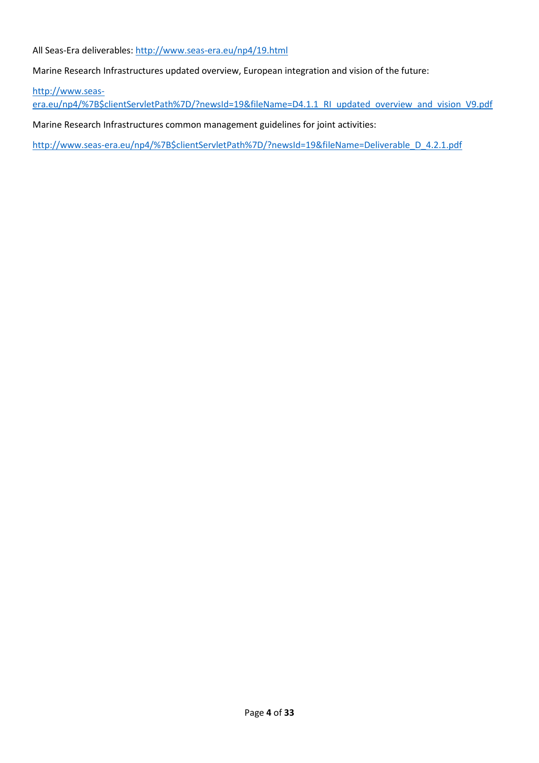All Seas-Era deliverables: http://www.seas-era.eu/np4/19.html

Marine Research Infrastructures updated overview, European integration and vision of the future:

http://www.seas-era.eu/np4/%7B$clientServletPath%7D/?newsId=19&fileName=D4.1.1_RI_updated_overview_and_vision_V9.pdf

Marine Research Infrastructures common management guidelines for joint activities:

http://www.seas-era.eu/np4/%7B$clientServletPath%7D/?newsId=19&fileName=Deliverable_D_4.2.1.pdf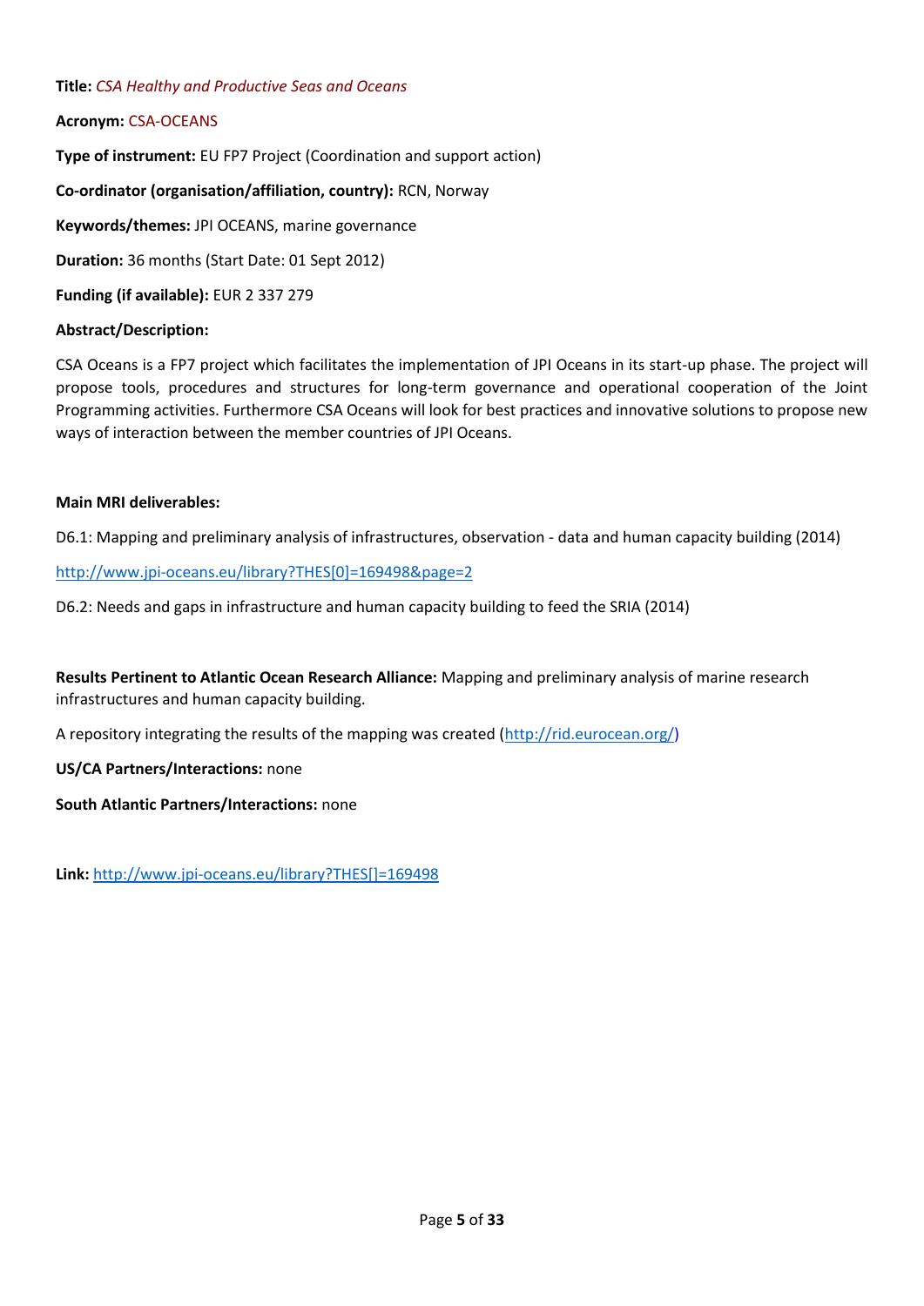**Title:** *CSA Healthy and Productive Seas and Oceans*

**Acronym:** CSA-OCEANS

**Type of instrument:** EU FP7 Project (Coordination and support action)

**Co-ordinator (organisation/affiliation, country):** RCN, Norway

**Keywords/themes:** JPI OCEANS, marine governance

**Duration:** 36 months (Start Date: 01 Sept 2012)

**Funding (if available):** EUR 2 337 279

**Abstract/Description:**

CSA Oceans is a FP7 project which facilitates the implementation of JPI Oceans in its start-up phase. The project will propose tools, procedures and structures for long-term governance and operational cooperation of the Joint Programming activities. Furthermore CSA Oceans will look for best practices and innovative solutions to propose new ways of interaction between the member countries of JPI Oceans.

**Main MRI deliverables:**

D6.1: Mapping and preliminary analysis of infrastructures, observation - data and human capacity building (2014)

http://www.jpi-oceans.eu/library?THES[0]=169498&page=2

D6.2: Needs and gaps in infrastructure and human capacity building to feed the SRIA (2014)

**Results Pertinent to Atlantic Ocean Research Alliance:** Mapping and preliminary analysis of marine research infrastructures and human capacity building.

A repository integrating the results of the mapping was created (http://rid.eurocean.org/)

**US/CA Partners/Interactions:** none

**South Atlantic Partners/Interactions:** none

**Link:** http://www.jpi-oceans.eu/library?THES[]=169498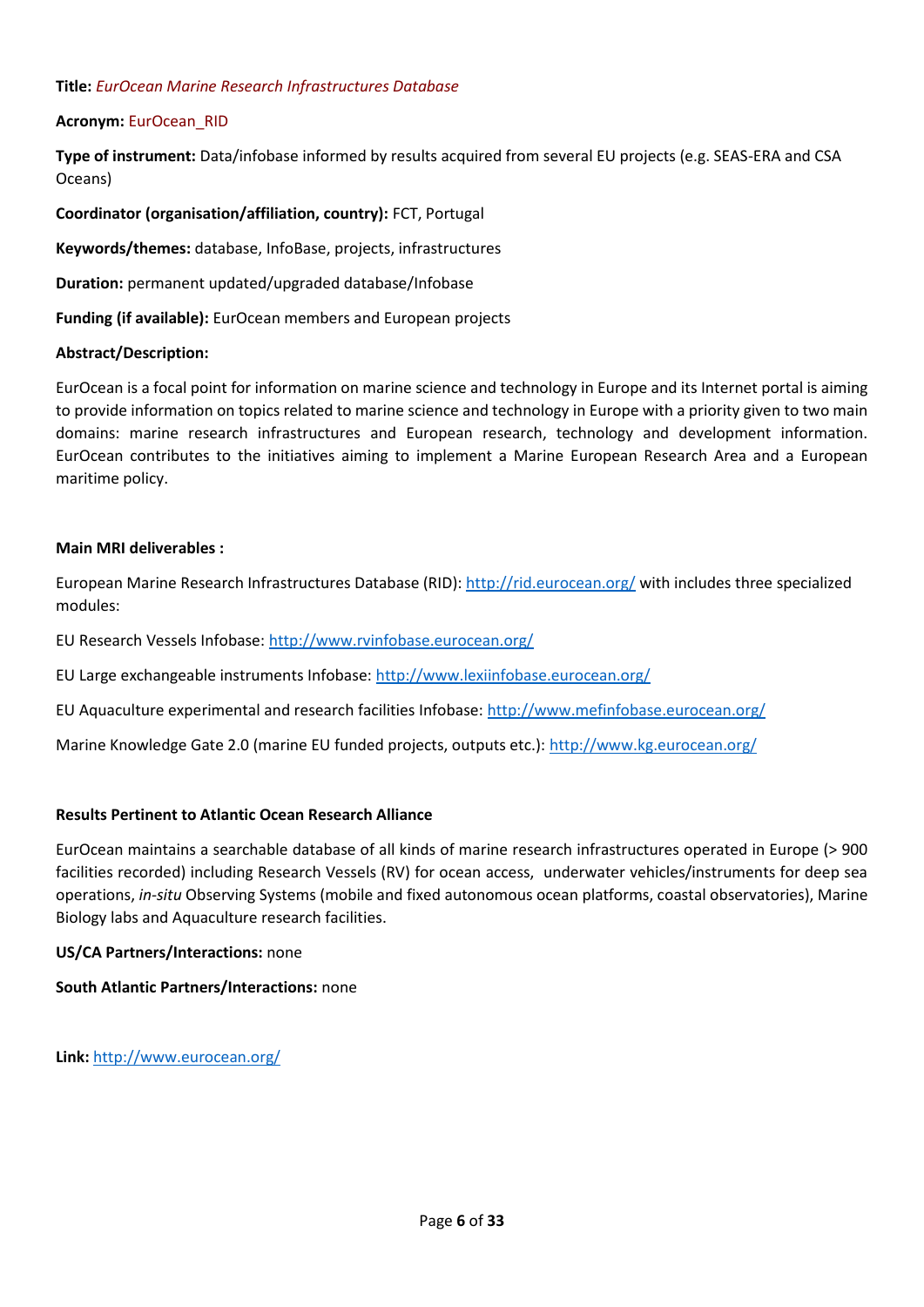**Title:** *EurOcean Marine Research Infrastructures Database*

**Acronym:** EurOcean_RID

**Type of instrument:** Data/infobase informed by results acquired from several EU projects (e.g. SEAS-ERA and CSA Oceans)

**Coordinator (organisation/affiliation, country):** FCT, Portugal

**Keywords/themes:** database, InfoBase, projects, infrastructures

**Duration:** permanent updated/upgraded database/Infobase

**Funding (if available):** EurOcean members and European projects

**Abstract/Description:**

EurOcean is a focal point for information on marine science and technology in Europe and its Internet portal is aiming to provide information on topics related to marine science and technology in Europe with a priority given to two main domains: marine research infrastructures and European research, technology and development information. EurOcean contributes to the initiatives aiming to implement a Marine European Research Area and a European maritime policy.

**Main MRI deliverables :**

European Marine Research Infrastructures Database (RID): http://rid.eurocean.org/ with includes three specialized modules:

EU Research Vessels Infobase: http://www.rvinfobase.eurocean.org/

EU Large exchangeable instruments Infobase: http://www.lexiinfobase.eurocean.org/

EU Aquaculture experimental and research facilities Infobase: http://www.mefinfobase.eurocean.org/

Marine Knowledge Gate 2.0 (marine EU funded projects, outputs etc.): http://www.kg.eurocean.org/

**Results Pertinent to Atlantic Ocean Research Alliance**

EurOcean maintains a searchable database of all kinds of marine research infrastructures operated in Europe (> 900 facilities recorded) including Research Vessels (RV) for ocean access, underwater vehicles/instruments for deep sea operations, *in-situ* Observing Systems (mobile and fixed autonomous ocean platforms, coastal observatories), Marine Biology labs and Aquaculture research facilities.

**US/CA Partners/Interactions:** none

**South Atlantic Partners/Interactions:** none

**Link:** http://www.eurocean.org/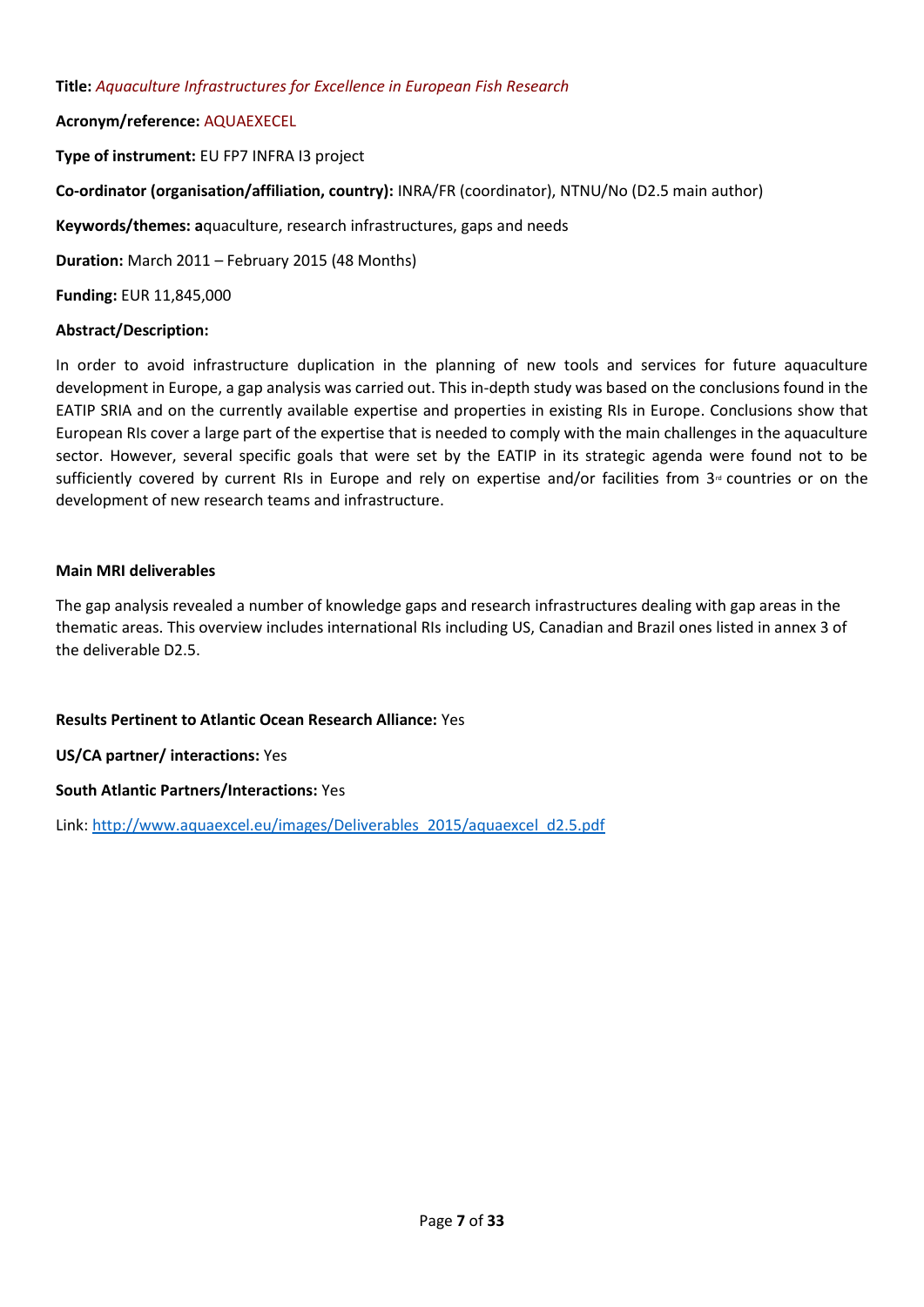**Title:** *Aquaculture Infrastructures for Excellence in European Fish Research*

**Acronym/reference:** AQUAEXECEL

**Type of instrument:** EU FP7 INFRA I3 project

**Co-ordinator (organisation/affiliation, country):** INRA/FR (coordinator), NTNU/No (D2.5 main author)

**Keywords/themes: a**quaculture, research infrastructures, gaps and needs

**Duration:** March 2011 – February 2015 (48 Months)

**Funding:** EUR 11,845,000

**Abstract/Description:**

In order to avoid infrastructure duplication in the planning of new tools and services for future aquaculture development in Europe, a gap analysis was carried out. This in-depth study was based on the conclusions found in the EATIP SRIA and on the currently available expertise and properties in existing RIs in Europe. Conclusions show that European RIs cover a large part of the expertise that is needed to comply with the main challenges in the aquaculture sector. However, several specific goals that were set by the EATIP in its strategic agenda were found not to be sufficiently covered by current RIs in Europe and rely on expertise and/or facilities from 3rd countries or on the development of new research teams and infrastructure.

**Main MRI deliverables**

The gap analysis revealed a number of knowledge gaps and research infrastructures dealing with gap areas in the thematic areas. This overview includes international RIs including US, Canadian and Brazil ones listed in annex 3 of the deliverable D2.5.

**Results Pertinent to Atlantic Ocean Research Alliance:** Yes

**US/CA partner/ interactions:** Yes

**South Atlantic Partners/Interactions:** Yes

Link: http://www.aquaexcel.eu/images/Deliverables_2015/aquaexcel_d2.5.pdf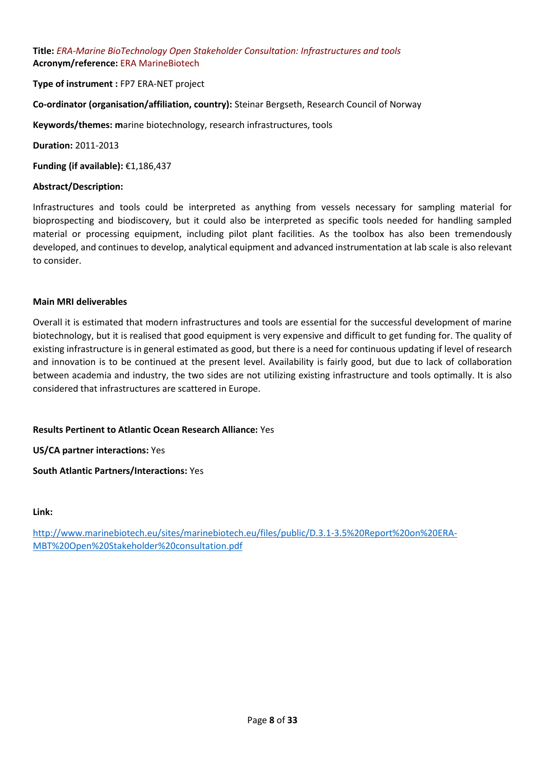**Title:** *ERA-Marine BioTechnology Open Stakeholder Consultation: Infrastructures and tools*
**Acronym/reference:** ERA MarineBiotech

**Type of instrument :** FP7 ERA-NET project

**Co-ordinator (organisation/affiliation, country):** Steinar Bergseth, Research Council of Norway

**Keywords/themes:** **m**arine biotechnology, research infrastructures, tools

**Duration:** 2011-2013

**Funding (if available):** €1,186,437

**Abstract/Description:**

Infrastructures and tools could be interpreted as anything from vessels necessary for sampling material for bioprospecting and biodiscovery, but it could also be interpreted as specific tools needed for handling sampled material or processing equipment, including pilot plant facilities. As the toolbox has also been tremendously developed, and continues to develop, analytical equipment and advanced instrumentation at lab scale is also relevant to consider.

**Main MRI deliverables**

Overall it is estimated that modern infrastructures and tools are essential for the successful development of marine biotechnology, but it is realised that good equipment is very expensive and difficult to get funding for. The quality of existing infrastructure is in general estimated as good, but there is a need for continuous updating if level of research and innovation is to be continued at the present level. Availability is fairly good, but due to lack of collaboration between academia and industry, the two sides are not utilizing existing infrastructure and tools optimally. It is also considered that infrastructures are scattered in Europe.

**Results Pertinent to Atlantic Ocean Research Alliance:** Yes

**US/CA partner interactions:** Yes

**South Atlantic Partners/Interactions:** Yes

**Link:**

http://www.marinebiotech.eu/sites/marinebiotech.eu/files/public/D.3.1-3.5%20Report%20on%20ERA-MBT%20Open%20Stakeholder%20consultation.pdf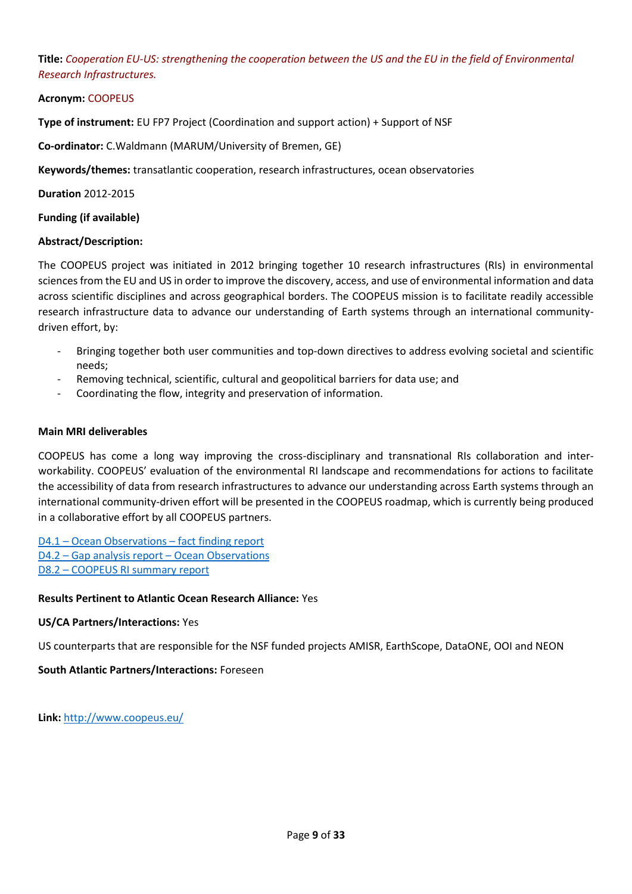**Title:** *Cooperation EU-US: strengthening the cooperation between the US and the EU in the field of Environmental Research Infrastructures.*

**Acronym:** COOPEUS

**Type of instrument:** EU FP7 Project (Coordination and support action) + Support of NSF

**Co-ordinator:** C.Waldmann (MARUM/University of Bremen, GE)

**Keywords/themes:** transatlantic cooperation, research infrastructures, ocean observatories

**Duration** 2012-2015

**Funding (if available)**

**Abstract/Description:**

The COOPEUS project was initiated in 2012 bringing together 10 research infrastructures (RIs) in environmental sciences from the EU and US in order to improve the discovery, access, and use of environmental information and data across scientific disciplines and across geographical borders. The COOPEUS mission is to facilitate readily accessible research infrastructure data to advance our understanding of Earth systems through an international community-driven effort, by:

- Bringing together both user communities and top-down directives to address evolving societal and scientific needs;
- Removing technical, scientific, cultural and geopolitical barriers for data use; and
- Coordinating the flow, integrity and preservation of information.

**Main MRI deliverables**

COOPEUS has come a long way improving the cross-disciplinary and transnational RIs collaboration and inter-workability. COOPEUS' evaluation of the environmental RI landscape and recommendations for actions to facilitate the accessibility of data from research infrastructures to advance our understanding across Earth systems through an international community-driven effort will be presented in the COOPEUS roadmap, which is currently being produced in a collaborative effort by all COOPEUS partners.

D4.1 – Ocean Observations – fact finding report
D4.2 – Gap analysis report – Ocean Observations
D8.2 – COOPEUS RI summary report

**Results Pertinent to Atlantic Ocean Research Alliance:** Yes

**US/CA Partners/Interactions:** Yes

US counterparts that are responsible for the NSF funded projects AMISR, EarthScope, DataONE, OOI and NEON

**South Atlantic Partners/Interactions:** Foreseen

**Link:** http://www.coopeus.eu/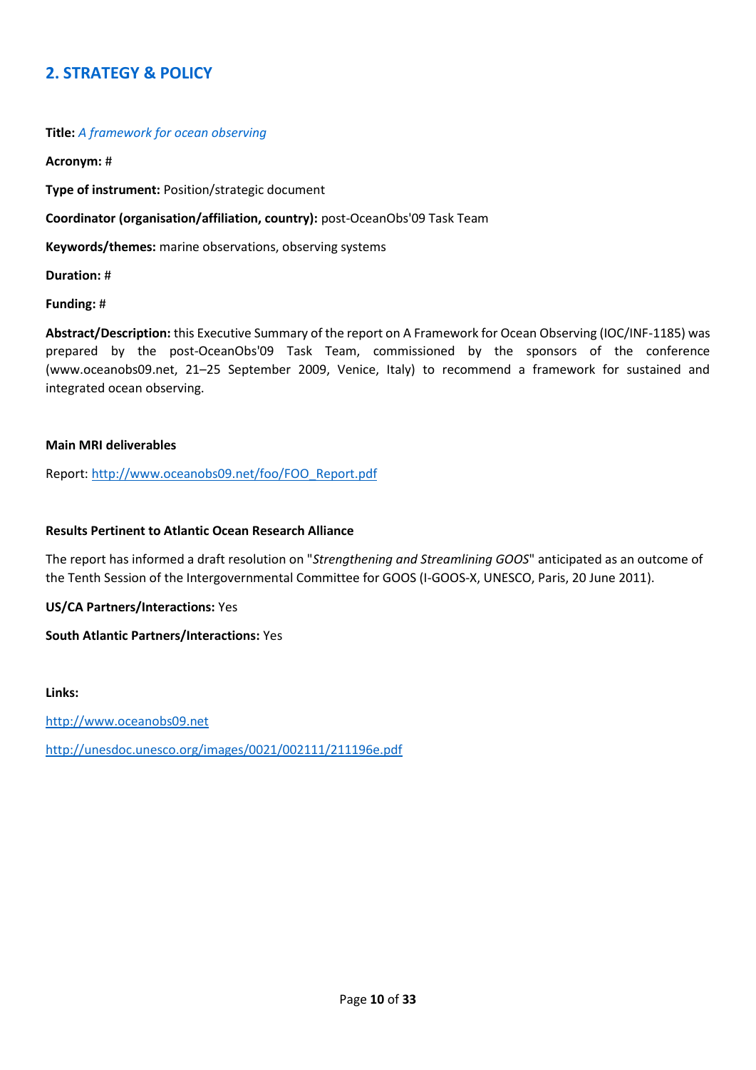## 2. STRATEGY & POLICY

**Title:** *A framework for ocean observing*

**Acronym:** #

**Type of instrument:** Position/strategic document

**Coordinator (organisation/affiliation, country):** post-OceanObs'09 Task Team

**Keywords/themes:** marine observations, observing systems

**Duration:** #

**Funding:** #

**Abstract/Description:** this Executive Summary of the report on A Framework for Ocean Observing (IOC/INF-1185) was prepared by the post-OceanObs'09 Task Team, commissioned by the sponsors of the conference (www.oceanobs09.net, 21–25 September 2009, Venice, Italy) to recommend a framework for sustained and integrated ocean observing.

**Main MRI deliverables**

Report: http://www.oceanobs09.net/foo/FOO_Report.pdf

**Results Pertinent to Atlantic Ocean Research Alliance**

The report has informed a draft resolution on "*Strengthening and Streamlining GOOS*" anticipated as an outcome of the Tenth Session of the Intergovernmental Committee for GOOS (I-GOOS-X, UNESCO, Paris, 20 June 2011).

**US/CA Partners/Interactions:** Yes

**South Atlantic Partners/Interactions:** Yes

**Links:**

http://www.oceanobs09.net

http://unesdoc.unesco.org/images/0021/002111/211196e.pdf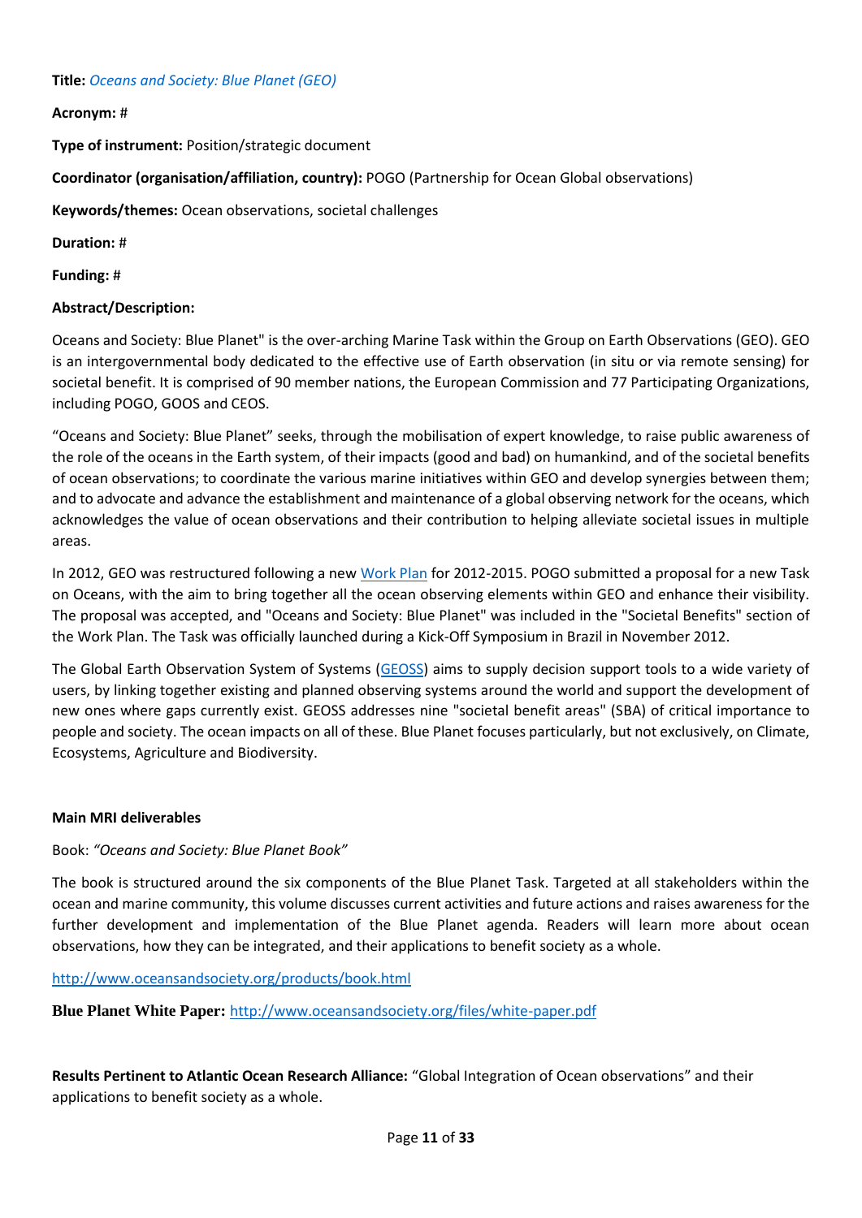**Title:** *Oceans and Society: Blue Planet (GEO)*

**Acronym:** #

**Type of instrument:** Position/strategic document

**Coordinator (organisation/affiliation, country):** POGO (Partnership for Ocean Global observations)

**Keywords/themes:** Ocean observations, societal challenges

**Duration:** #

**Funding:** #

**Abstract/Description:**

Oceans and Society: Blue Planet" is the over-arching Marine Task within the Group on Earth Observations (GEO). GEO is an intergovernmental body dedicated to the effective use of Earth observation (in situ or via remote sensing) for societal benefit. It is comprised of 90 member nations, the European Commission and 77 Participating Organizations, including POGO, GOOS and CEOS.

"Oceans and Society: Blue Planet" seeks, through the mobilisation of expert knowledge, to raise public awareness of the role of the oceans in the Earth system, of their impacts (good and bad) on humankind, and of the societal benefits of ocean observations; to coordinate the various marine initiatives within GEO and develop synergies between them; and to advocate and advance the establishment and maintenance of a global observing network for the oceans, which acknowledges the value of ocean observations and their contribution to helping alleviate societal issues in multiple areas.

In 2012, GEO was restructured following a new Work Plan for 2012-2015. POGO submitted a proposal for a new Task on Oceans, with the aim to bring together all the ocean observing elements within GEO and enhance their visibility. The proposal was accepted, and "Oceans and Society: Blue Planet" was included in the "Societal Benefits" section of the Work Plan. The Task was officially launched during a Kick-Off Symposium in Brazil in November 2012.

The Global Earth Observation System of Systems (GEOSS) aims to supply decision support tools to a wide variety of users, by linking together existing and planned observing systems around the world and support the development of new ones where gaps currently exist. GEOSS addresses nine "societal benefit areas" (SBA) of critical importance to people and society. The ocean impacts on all of these. Blue Planet focuses particularly, but not exclusively, on Climate, Ecosystems, Agriculture and Biodiversity.

**Main MRI deliverables**

Book: *"Oceans and Society: Blue Planet Book"*

The book is structured around the six components of the Blue Planet Task. Targeted at all stakeholders within the ocean and marine community, this volume discusses current activities and future actions and raises awareness for the further development and implementation of the Blue Planet agenda. Readers will learn more about ocean observations, how they can be integrated, and their applications to benefit society as a whole.

http://www.oceansandsociety.org/products/book.html

**Blue Planet White Paper:** http://www.oceansandsociety.org/files/white-paper.pdf

**Results Pertinent to Atlantic Ocean Research Alliance:** "Global Integration of Ocean observations" and their applications to benefit society as a whole.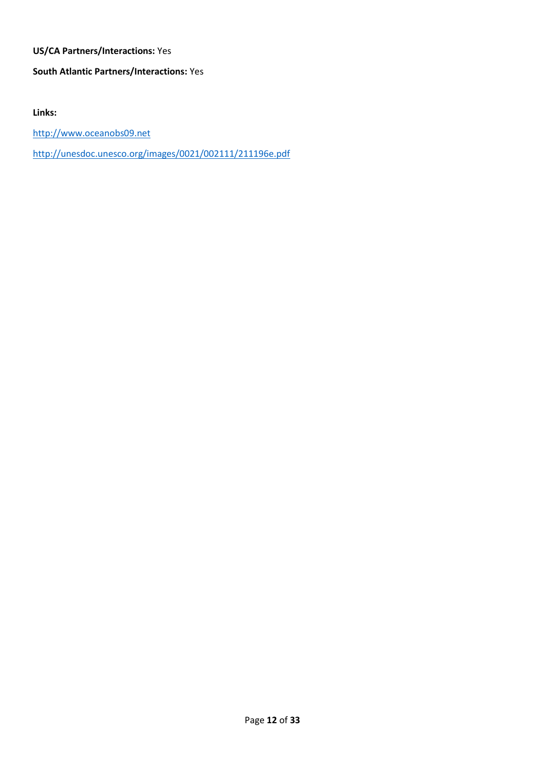**US/CA Partners/Interactions:** Yes

**South Atlantic Partners/Interactions:** Yes

**Links:**

http://www.oceanobs09.net

http://unesdoc.unesco.org/images/0021/002111/211196e.pdf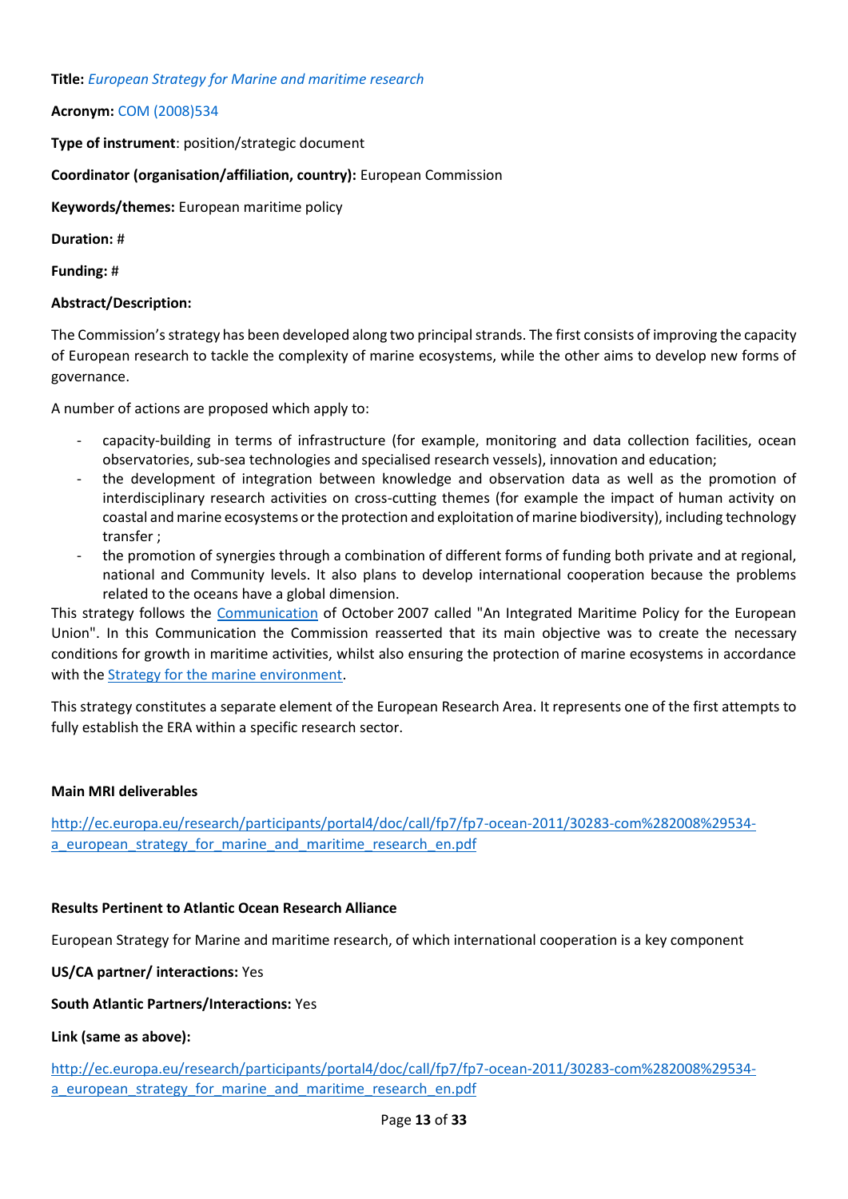**Title:** *European Strategy for Marine and maritime research*

**Acronym:** COM (2008)534

**Type of instrument**: position/strategic document

**Coordinator (organisation/affiliation, country):** European Commission

**Keywords/themes:** European maritime policy

**Duration:** #

**Funding:** #

**Abstract/Description:**

The Commission's strategy has been developed along two principal strands. The first consists of improving the capacity of European research to tackle the complexity of marine ecosystems, while the other aims to develop new forms of governance.

A number of actions are proposed which apply to:

- capacity-building in terms of infrastructure (for example, monitoring and data collection facilities, ocean observatories, sub-sea technologies and specialised research vessels), innovation and education;
- the development of integration between knowledge and observation data as well as the promotion of interdisciplinary research activities on cross-cutting themes (for example the impact of human activity on coastal and marine ecosystems or the protection and exploitation of marine biodiversity), including technology transfer ;
- the promotion of synergies through a combination of different forms of funding both private and at regional, national and Community levels. It also plans to develop international cooperation because the problems related to the oceans have a global dimension.

This strategy follows the Communication of October 2007 called "An Integrated Maritime Policy for the European Union". In this Communication the Commission reasserted that its main objective was to create the necessary conditions for growth in maritime activities, whilst also ensuring the protection of marine ecosystems in accordance with the Strategy for the marine environment.

This strategy constitutes a separate element of the European Research Area. It represents one of the first attempts to fully establish the ERA within a specific research sector.

**Main MRI deliverables**

http://ec.europa.eu/research/participants/portal4/doc/call/fp7/fp7-ocean-2011/30283-com%282008%29534-a_european_strategy_for_marine_and_maritime_research_en.pdf

**Results Pertinent to Atlantic Ocean Research Alliance**

European Strategy for Marine and maritime research, of which international cooperation is a key component

**US/CA partner/ interactions:** Yes

**South Atlantic Partners/Interactions:** Yes

**Link (same as above):**

http://ec.europa.eu/research/participants/portal4/doc/call/fp7/fp7-ocean-2011/30283-com%282008%29534-a_european_strategy_for_marine_and_maritime_research_en.pdf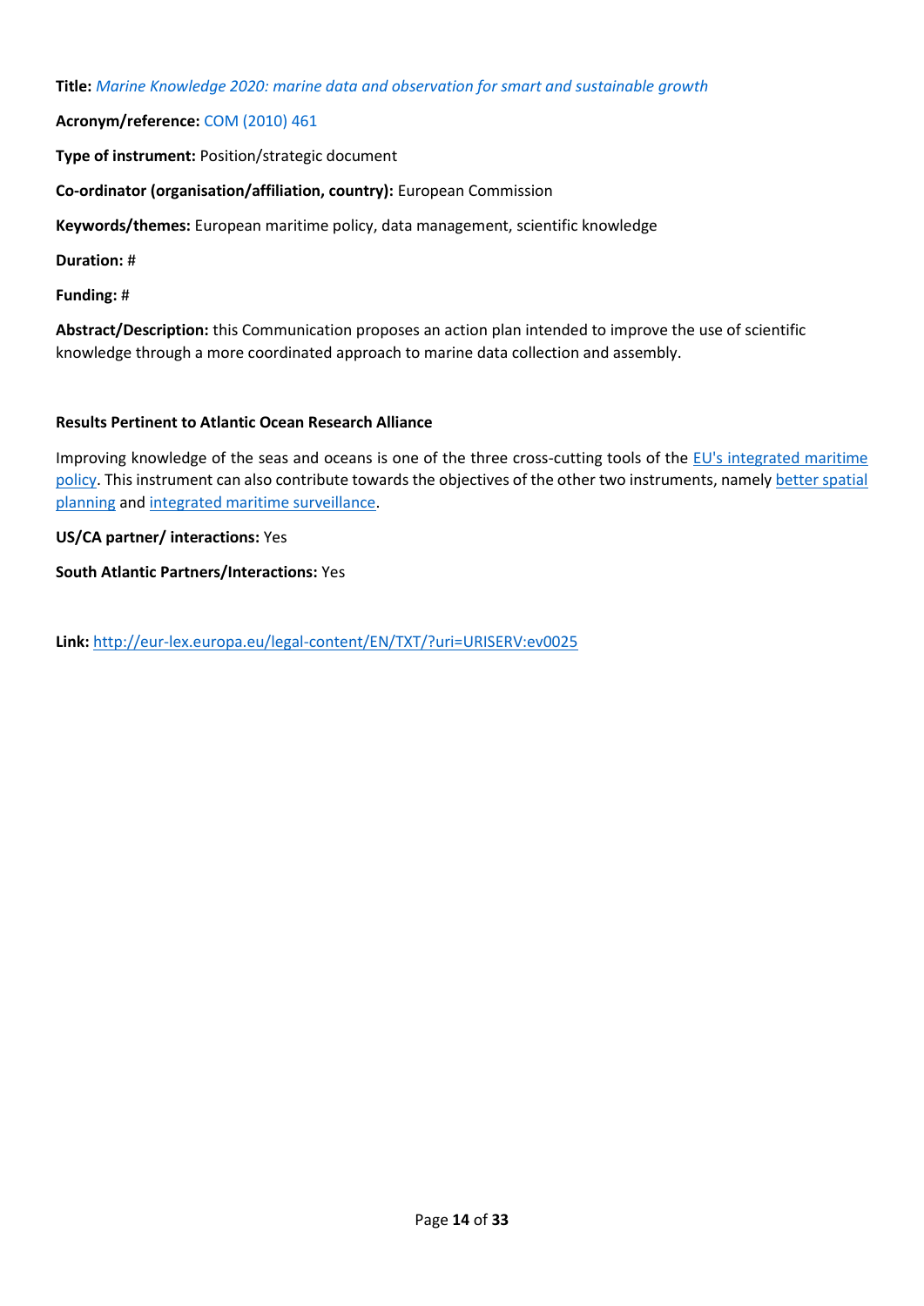**Title:** *Marine Knowledge 2020: marine data and observation for smart and sustainable growth*

**Acronym/reference:** COM (2010) 461

**Type of instrument:** Position/strategic document

**Co-ordinator (organisation/affiliation, country):** European Commission

**Keywords/themes:** European maritime policy, data management, scientific knowledge

**Duration:** #

**Funding:** #

**Abstract/Description:** this Communication proposes an action plan intended to improve the use of scientific knowledge through a more coordinated approach to marine data collection and assembly.

**Results Pertinent to Atlantic Ocean Research Alliance**

Improving knowledge of the seas and oceans is one of the three cross-cutting tools of the EU's integrated maritime policy. This instrument can also contribute towards the objectives of the other two instruments, namely better spatial planning and integrated maritime surveillance.

**US/CA partner/ interactions:** Yes

**South Atlantic Partners/Interactions:** Yes

**Link:** http://eur-lex.europa.eu/legal-content/EN/TXT/?uri=URISERV:ev0025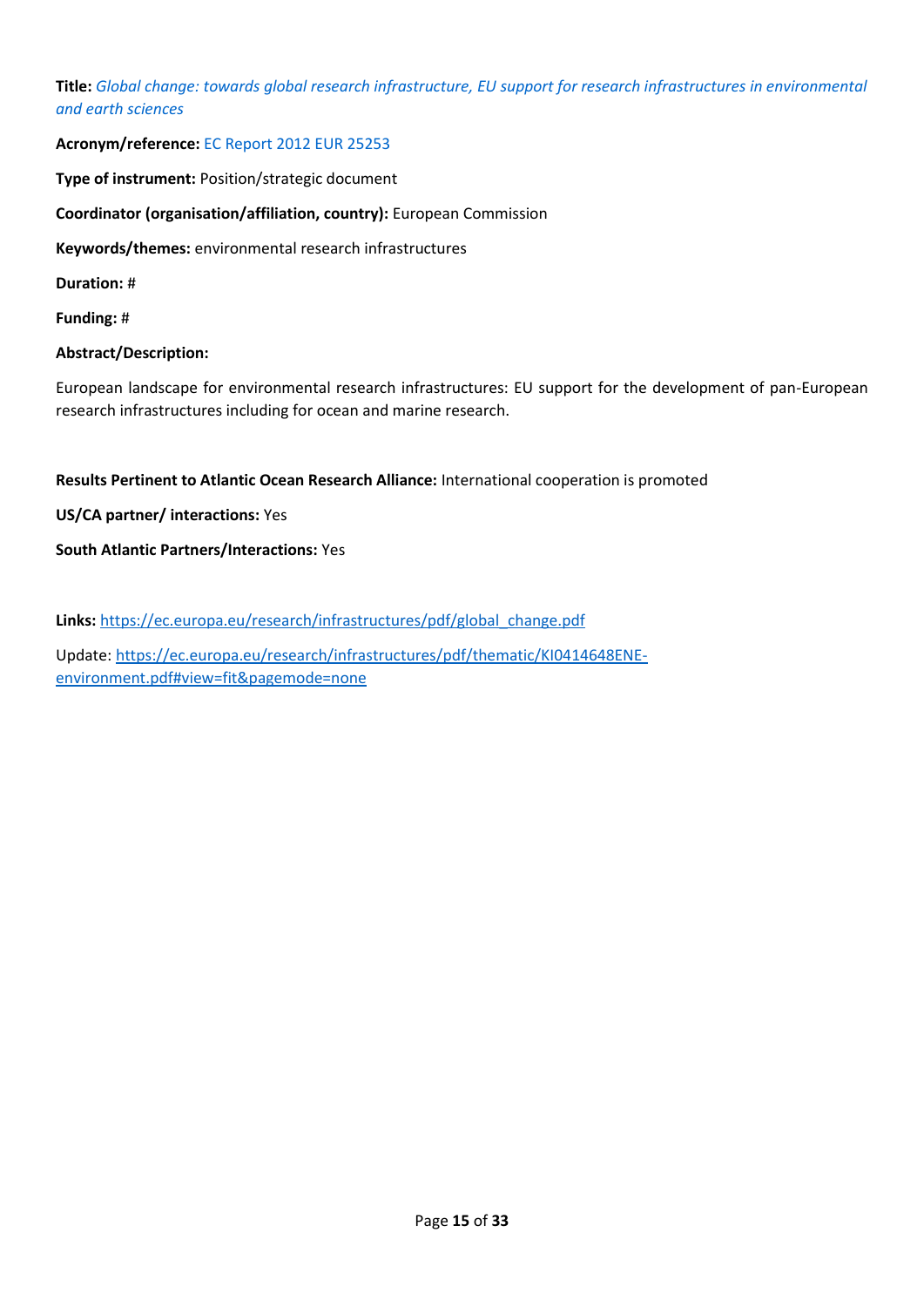**Title:** *Global change: towards global research infrastructure, EU support for research infrastructures in environmental and earth sciences*

**Acronym/reference:** EC Report 2012 EUR 25253

**Type of instrument:** Position/strategic document

**Coordinator (organisation/affiliation, country):** European Commission

**Keywords/themes:** environmental research infrastructures

**Duration:** #

**Funding:** #

**Abstract/Description:**

European landscape for environmental research infrastructures: EU support for the development of pan-European research infrastructures including for ocean and marine research.

**Results Pertinent to Atlantic Ocean Research Alliance:** International cooperation is promoted

**US/CA partner/ interactions:** Yes

**South Atlantic Partners/Interactions:** Yes

**Links:** https://ec.europa.eu/research/infrastructures/pdf/global_change.pdf

Update: https://ec.europa.eu/research/infrastructures/pdf/thematic/KI0414648ENE-environment.pdf#view=fit&pagemode=none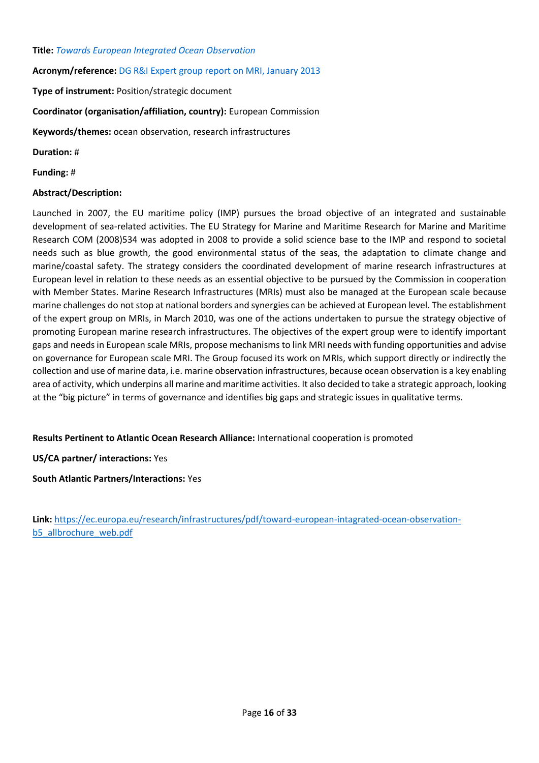**Title:** *Towards European Integrated Ocean Observation*

**Acronym/reference:** DG R&I Expert group report on MRI, January 2013

**Type of instrument:** Position/strategic document

**Coordinator (organisation/affiliation, country):** European Commission

**Keywords/themes:** ocean observation, research infrastructures

**Duration:** #

**Funding:** #

**Abstract/Description:**

Launched in 2007, the EU maritime policy (IMP) pursues the broad objective of an integrated and sustainable development of sea-related activities. The EU Strategy for Marine and Maritime Research for Marine and Maritime Research COM (2008)534 was adopted in 2008 to provide a solid science base to the IMP and respond to societal needs such as blue growth, the good environmental status of the seas, the adaptation to climate change and marine/coastal safety. The strategy considers the coordinated development of marine research infrastructures at European level in relation to these needs as an essential objective to be pursued by the Commission in cooperation with Member States. Marine Research Infrastructures (MRIs) must also be managed at the European scale because marine challenges do not stop at national borders and synergies can be achieved at European level. The establishment of the expert group on MRIs, in March 2010, was one of the actions undertaken to pursue the strategy objective of promoting European marine research infrastructures. The objectives of the expert group were to identify important gaps and needs in European scale MRIs, propose mechanisms to link MRI needs with funding opportunities and advise on governance for European scale MRI. The Group focused its work on MRIs, which support directly or indirectly the collection and use of marine data, i.e. marine observation infrastructures, because ocean observation is a key enabling area of activity, which underpins all marine and maritime activities. It also decided to take a strategic approach, looking at the "big picture" in terms of governance and identifies big gaps and strategic issues in qualitative terms.

**Results Pertinent to Atlantic Ocean Research Alliance:** International cooperation is promoted

**US/CA partner/ interactions:** Yes

**South Atlantic Partners/Interactions:** Yes

**Link:** https://ec.europa.eu/research/infrastructures/pdf/toward-european-intagrated-ocean-observation-b5_allbrochure_web.pdf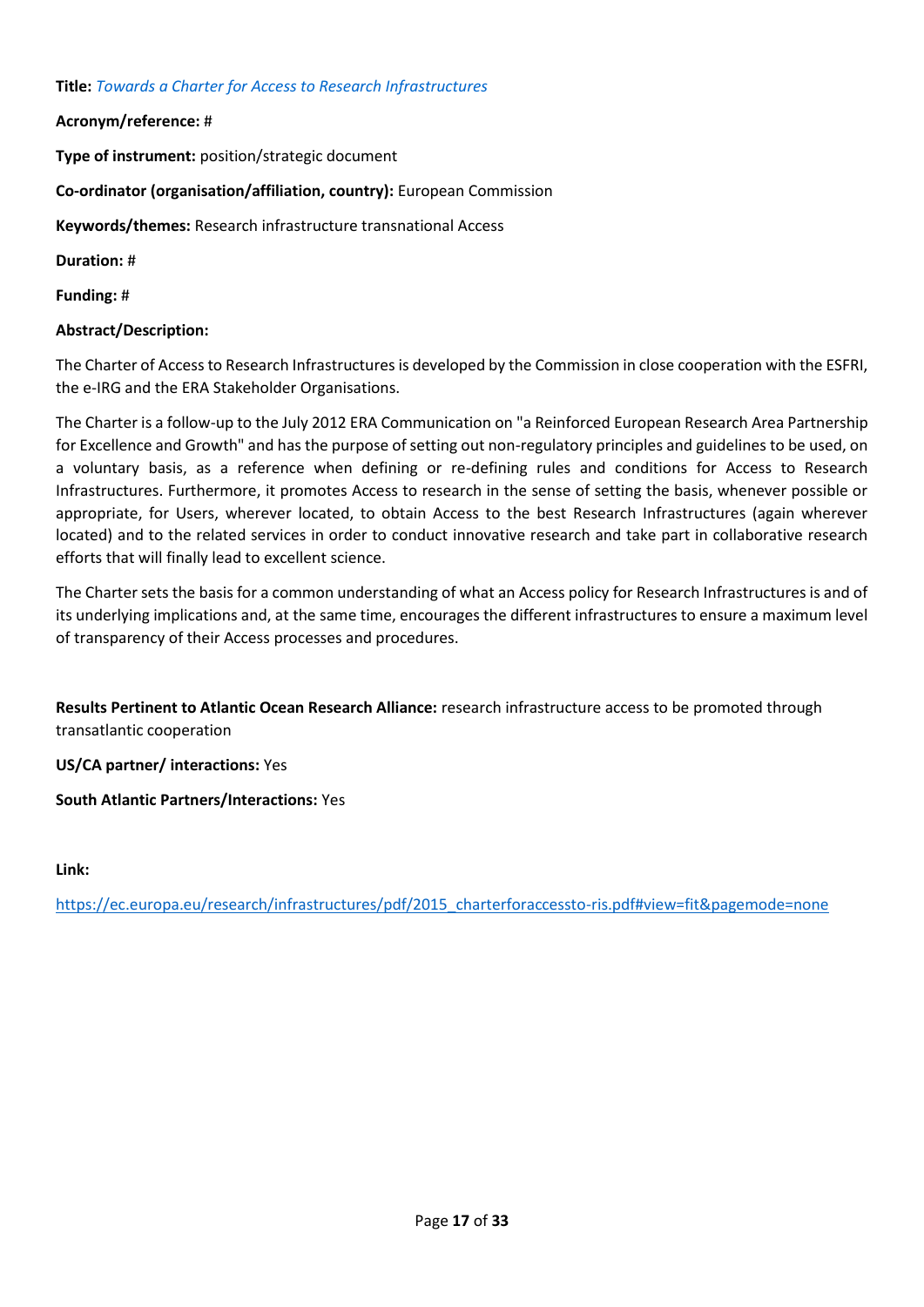**Title:** *Towards a Charter for Access to Research Infrastructures*

**Acronym/reference:** #

**Type of instrument:** position/strategic document

**Co-ordinator (organisation/affiliation, country):** European Commission

**Keywords/themes:** Research infrastructure transnational Access

**Duration:** #

**Funding:** #

**Abstract/Description:**

The Charter of Access to Research Infrastructures is developed by the Commission in close cooperation with the ESFRI, the e-IRG and the ERA Stakeholder Organisations.

The Charter is a follow-up to the July 2012 ERA Communication on "a Reinforced European Research Area Partnership for Excellence and Growth" and has the purpose of setting out non-regulatory principles and guidelines to be used, on a voluntary basis, as a reference when defining or re-defining rules and conditions for Access to Research Infrastructures. Furthermore, it promotes Access to research in the sense of setting the basis, whenever possible or appropriate, for Users, wherever located, to obtain Access to the best Research Infrastructures (again wherever located) and to the related services in order to conduct innovative research and take part in collaborative research efforts that will finally lead to excellent science.

The Charter sets the basis for a common understanding of what an Access policy for Research Infrastructures is and of its underlying implications and, at the same time, encourages the different infrastructures to ensure a maximum level of transparency of their Access processes and procedures.

**Results Pertinent to Atlantic Ocean Research Alliance:** research infrastructure access to be promoted through transatlantic cooperation

**US/CA partner/ interactions:** Yes

**South Atlantic Partners/Interactions:** Yes

**Link:**

https://ec.europa.eu/research/infrastructures/pdf/2015_charterforaccessto-ris.pdf#view=fit&pagemode=none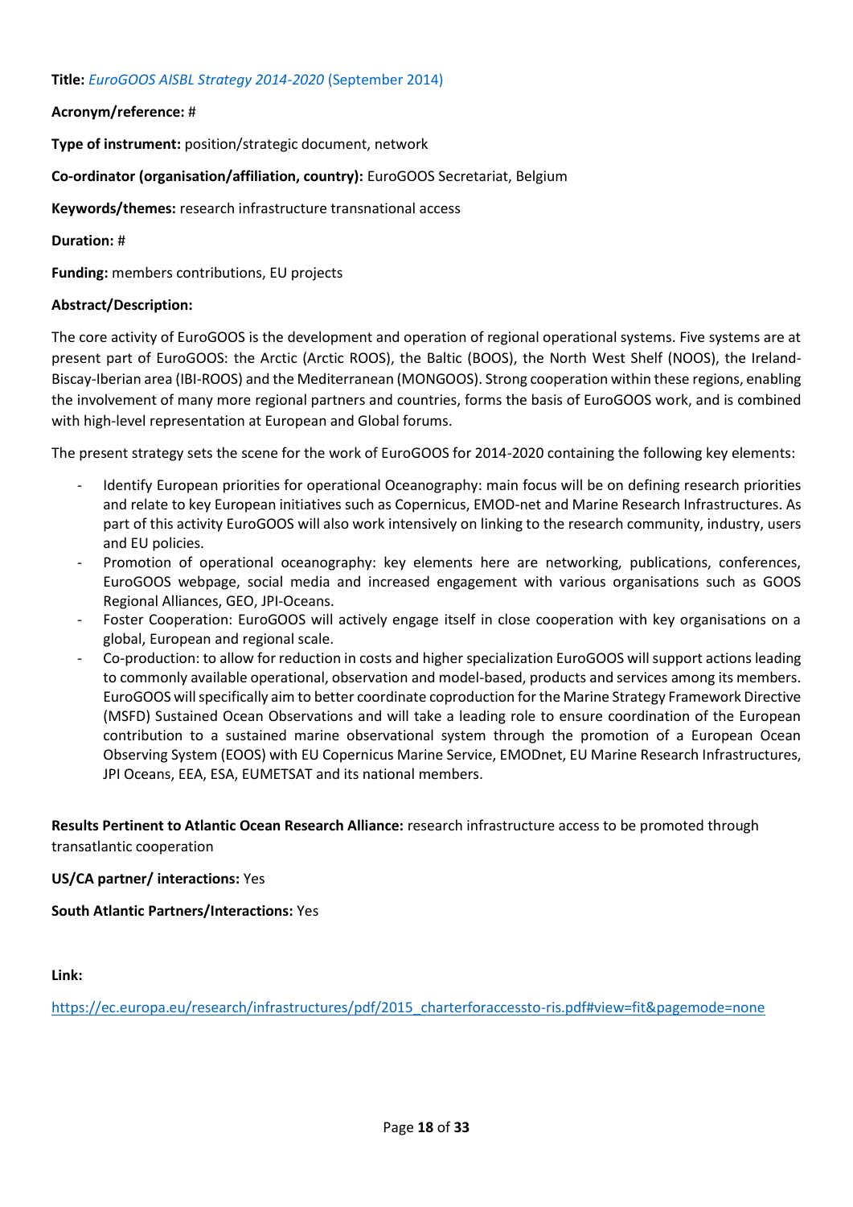**Title:** *EuroGOOS AISBL Strategy 2014-2020* (September 2014)

**Acronym/reference:** #

**Type of instrument:** position/strategic document, network

**Co-ordinator (organisation/affiliation, country):** EuroGOOS Secretariat, Belgium

**Keywords/themes:** research infrastructure transnational access

**Duration:** #

**Funding:** members contributions, EU projects

**Abstract/Description:**

The core activity of EuroGOOS is the development and operation of regional operational systems. Five systems are at present part of EuroGOOS: the Arctic (Arctic ROOS), the Baltic (BOOS), the North West Shelf (NOOS), the Ireland-Biscay-Iberian area (IBI-ROOS) and the Mediterranean (MONGOOS). Strong cooperation within these regions, enabling the involvement of many more regional partners and countries, forms the basis of EuroGOOS work, and is combined with high-level representation at European and Global forums.

The present strategy sets the scene for the work of EuroGOOS for 2014-2020 containing the following key elements:

- Identify European priorities for operational Oceanography: main focus will be on defining research priorities and relate to key European initiatives such as Copernicus, EMOD-net and Marine Research Infrastructures. As part of this activity EuroGOOS will also work intensively on linking to the research community, industry, users and EU policies.
- Promotion of operational oceanography: key elements here are networking, publications, conferences, EuroGOOS webpage, social media and increased engagement with various organisations such as GOOS Regional Alliances, GEO, JPI-Oceans.
- Foster Cooperation: EuroGOOS will actively engage itself in close cooperation with key organisations on a global, European and regional scale.
- Co-production: to allow for reduction in costs and higher specialization EuroGOOS will support actions leading to commonly available operational, observation and model-based, products and services among its members. EuroGOOS will specifically aim to better coordinate coproduction for the Marine Strategy Framework Directive (MSFD) Sustained Ocean Observations and will take a leading role to ensure coordination of the European contribution to a sustained marine observational system through the promotion of a European Ocean Observing System (EOOS) with EU Copernicus Marine Service, EMODnet, EU Marine Research Infrastructures, JPI Oceans, EEA, ESA, EUMETSAT and its national members.

**Results Pertinent to Atlantic Ocean Research Alliance:** research infrastructure access to be promoted through transatlantic cooperation

**US/CA partner/ interactions:** Yes

**South Atlantic Partners/Interactions:** Yes

**Link:**

https://ec.europa.eu/research/infrastructures/pdf/2015_charterforaccessto-ris.pdf#view=fit&pagemode=none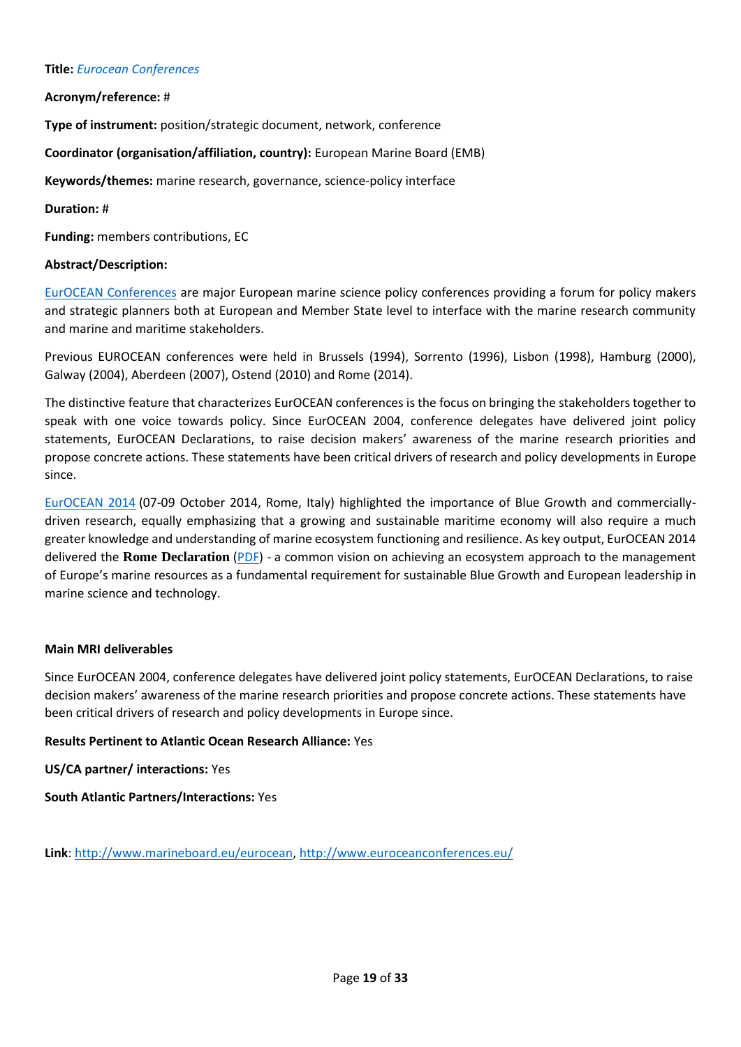**Title:** *Eurocean Conferences*

**Acronym/reference:** #

**Type of instrument:** position/strategic document, network, conference

**Coordinator (organisation/affiliation, country):** European Marine Board (EMB)

**Keywords/themes:** marine research, governance, science-policy interface

**Duration:** #

**Funding:** members contributions, EC

**Abstract/Description:**

EurOCEAN Conferences are major European marine science policy conferences providing a forum for policy makers and strategic planners both at European and Member State level to interface with the marine research community and marine and maritime stakeholders.

Previous EUROCEAN conferences were held in Brussels (1994), Sorrento (1996), Lisbon (1998), Hamburg (2000), Galway (2004), Aberdeen (2007), Ostend (2010) and Rome (2014).

The distinctive feature that characterizes EurOCEAN conferences is the focus on bringing the stakeholders together to speak with one voice towards policy. Since EurOCEAN 2004, conference delegates have delivered joint policy statements, EurOCEAN Declarations, to raise decision makers' awareness of the marine research priorities and propose concrete actions. These statements have been critical drivers of research and policy developments in Europe since.

EurOCEAN 2014 (07-09 October 2014, Rome, Italy) highlighted the importance of Blue Growth and commercially-driven research, equally emphasizing that a growing and sustainable maritime economy will also require a much greater knowledge and understanding of marine ecosystem functioning and resilience. As key output, EurOCEAN 2014 delivered the **Rome Declaration** (PDF) - a common vision on achieving an ecosystem approach to the management of Europe's marine resources as a fundamental requirement for sustainable Blue Growth and European leadership in marine science and technology.

**Main MRI deliverables**

Since EurOCEAN 2004, conference delegates have delivered joint policy statements, EurOCEAN Declarations, to raise decision makers' awareness of the marine research priorities and propose concrete actions. These statements have been critical drivers of research and policy developments in Europe since.

**Results Pertinent to Atlantic Ocean Research Alliance:** Yes

**US/CA partner/ interactions:** Yes

**South Atlantic Partners/Interactions:** Yes

**Link**: http://www.marineboard.eu/eurocean, http://www.euroceanconferences.eu/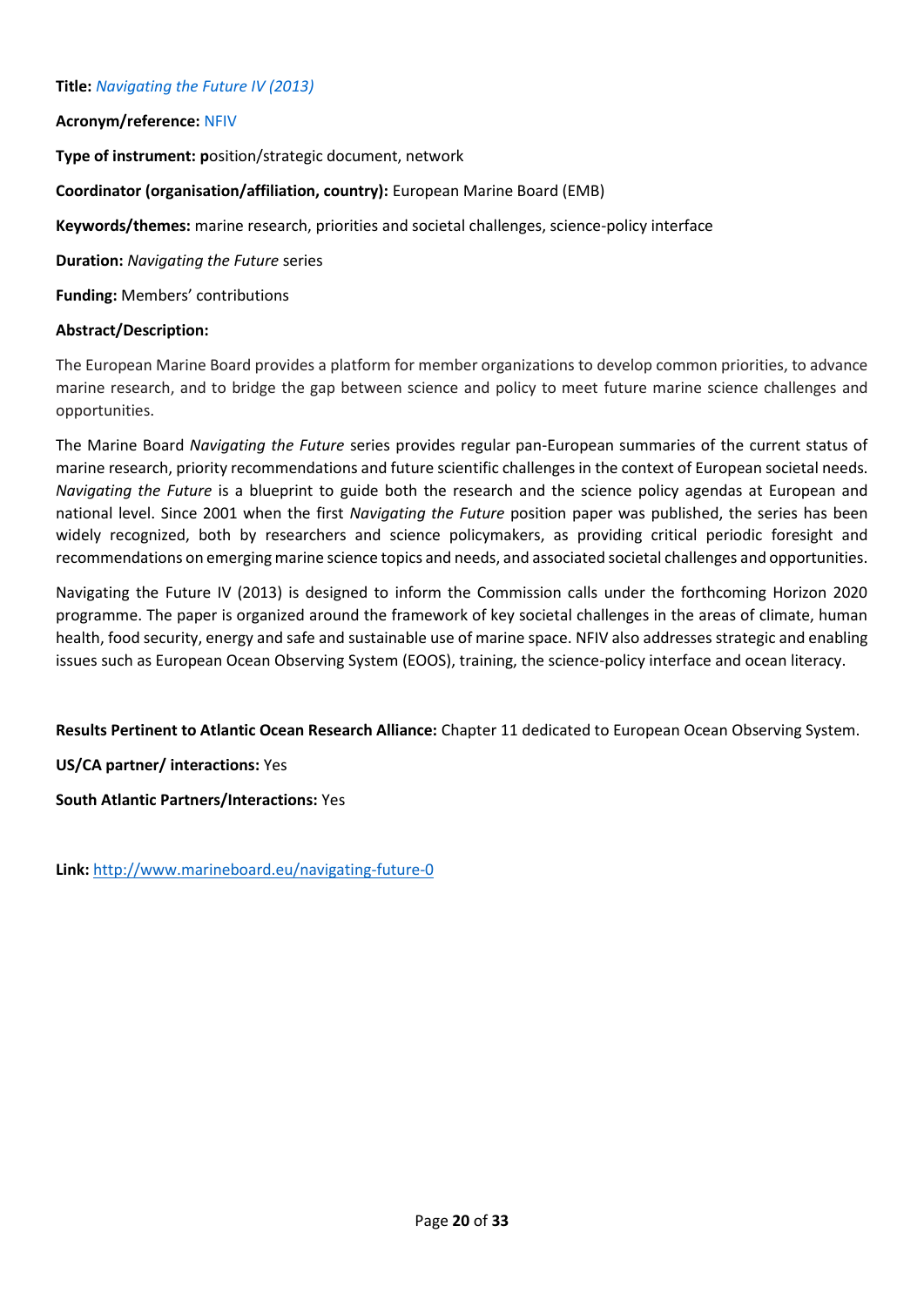**Title:** *Navigating the Future IV (2013)*

**Acronym/reference:** NFIV

**Type of instrument:** **p**osition/strategic document, network

**Coordinator (organisation/affiliation, country):** European Marine Board (EMB)

**Keywords/themes:** marine research, priorities and societal challenges, science-policy interface

**Duration:** *Navigating the Future* series

**Funding:** Members' contributions

**Abstract/Description:**

The European Marine Board provides a platform for member organizations to develop common priorities, to advance marine research, and to bridge the gap between science and policy to meet future marine science challenges and opportunities.

The Marine Board *Navigating the Future* series provides regular pan-European summaries of the current status of marine research, priority recommendations and future scientific challenges in the context of European societal needs. *Navigating the Future* is a blueprint to guide both the research and the science policy agendas at European and national level. Since 2001 when the first *Navigating the Future* position paper was published, the series has been widely recognized, both by researchers and science policymakers, as providing critical periodic foresight and recommendations on emerging marine science topics and needs, and associated societal challenges and opportunities.

Navigating the Future IV (2013) is designed to inform the Commission calls under the forthcoming Horizon 2020 programme. The paper is organized around the framework of key societal challenges in the areas of climate, human health, food security, energy and safe and sustainable use of marine space. NFIV also addresses strategic and enabling issues such as European Ocean Observing System (EOOS), training, the science-policy interface and ocean literacy.

**Results Pertinent to Atlantic Ocean Research Alliance:** Chapter 11 dedicated to European Ocean Observing System.

**US/CA partner/ interactions:** Yes

**South Atlantic Partners/Interactions:** Yes

**Link:** http://www.marineboard.eu/navigating-future-0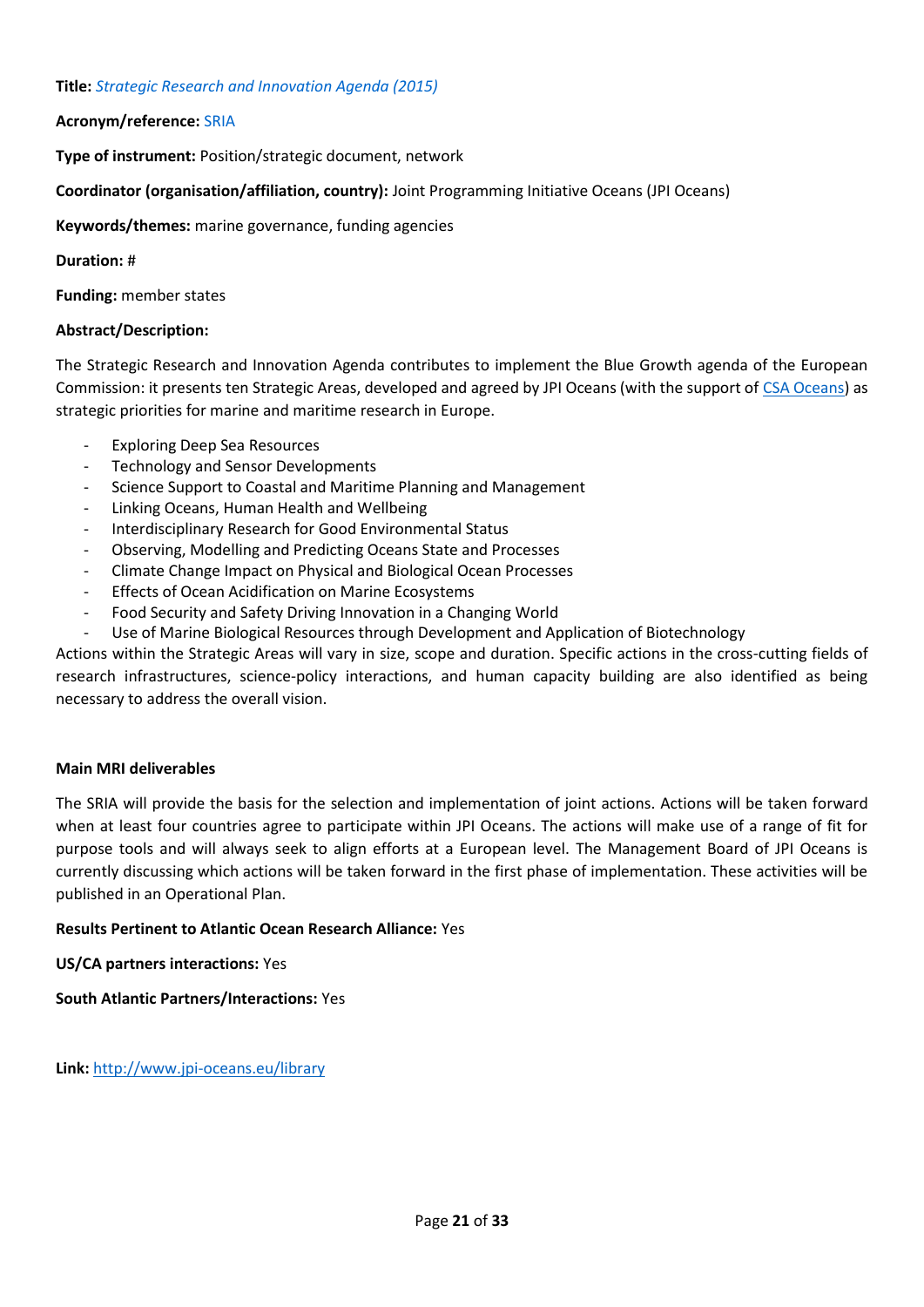**Title:** *Strategic Research and Innovation Agenda (2015)*

**Acronym/reference:** SRIA

**Type of instrument:** Position/strategic document, network

**Coordinator (organisation/affiliation, country):** Joint Programming Initiative Oceans (JPI Oceans)

**Keywords/themes:** marine governance, funding agencies

**Duration:** #

**Funding:** member states

**Abstract/Description:**

The Strategic Research and Innovation Agenda contributes to implement the Blue Growth agenda of the European Commission: it presents ten Strategic Areas, developed and agreed by JPI Oceans (with the support of CSA Oceans) as strategic priorities for marine and maritime research in Europe.

- Exploring Deep Sea Resources
- Technology and Sensor Developments
- Science Support to Coastal and Maritime Planning and Management
- Linking Oceans, Human Health and Wellbeing
- Interdisciplinary Research for Good Environmental Status
- Observing, Modelling and Predicting Oceans State and Processes
- Climate Change Impact on Physical and Biological Ocean Processes
- Effects of Ocean Acidification on Marine Ecosystems
- Food Security and Safety Driving Innovation in a Changing World
- Use of Marine Biological Resources through Development and Application of Biotechnology

Actions within the Strategic Areas will vary in size, scope and duration. Specific actions in the cross-cutting fields of research infrastructures, science-policy interactions, and human capacity building are also identified as being necessary to address the overall vision.

**Main MRI deliverables**

The SRIA will provide the basis for the selection and implementation of joint actions. Actions will be taken forward when at least four countries agree to participate within JPI Oceans. The actions will make use of a range of fit for purpose tools and will always seek to align efforts at a European level. The Management Board of JPI Oceans is currently discussing which actions will be taken forward in the first phase of implementation. These activities will be published in an Operational Plan.

**Results Pertinent to Atlantic Ocean Research Alliance:** Yes

**US/CA partners interactions:** Yes

**South Atlantic Partners/Interactions:** Yes

**Link:** http://www.jpi-oceans.eu/library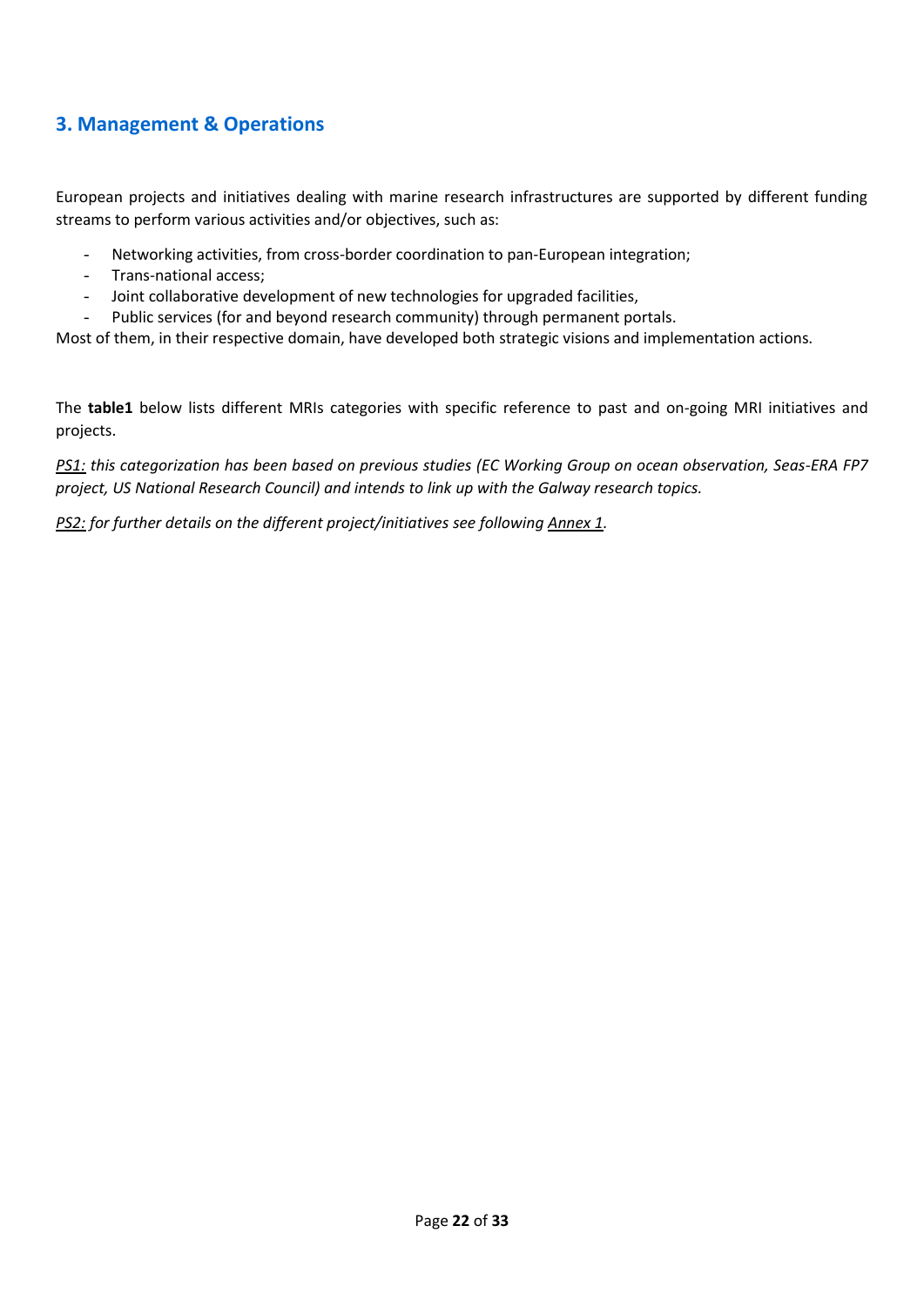## 3. Management & Operations

European projects and initiatives dealing with marine research infrastructures are supported by different funding streams to perform various activities and/or objectives, such as:

- Networking activities, from cross-border coordination to pan-European integration;
- Trans-national access;
- Joint collaborative development of new technologies for upgraded facilities,
- Public services (for and beyond research community) through permanent portals.

Most of them, in their respective domain, have developed both strategic visions and implementation actions.

The **table1** below lists different MRIs categories with specific reference to past and on-going MRI initiatives and projects.

*<u>PS1:</u> this categorization has been based on previous studies (EC Working Group on ocean observation, Seas-ERA FP7 project, US National Research Council) and intends to link up with the Galway research topics.*

*<u>PS2:</u> for further details on the different project/initiatives see following <u>Annex 1</u>.*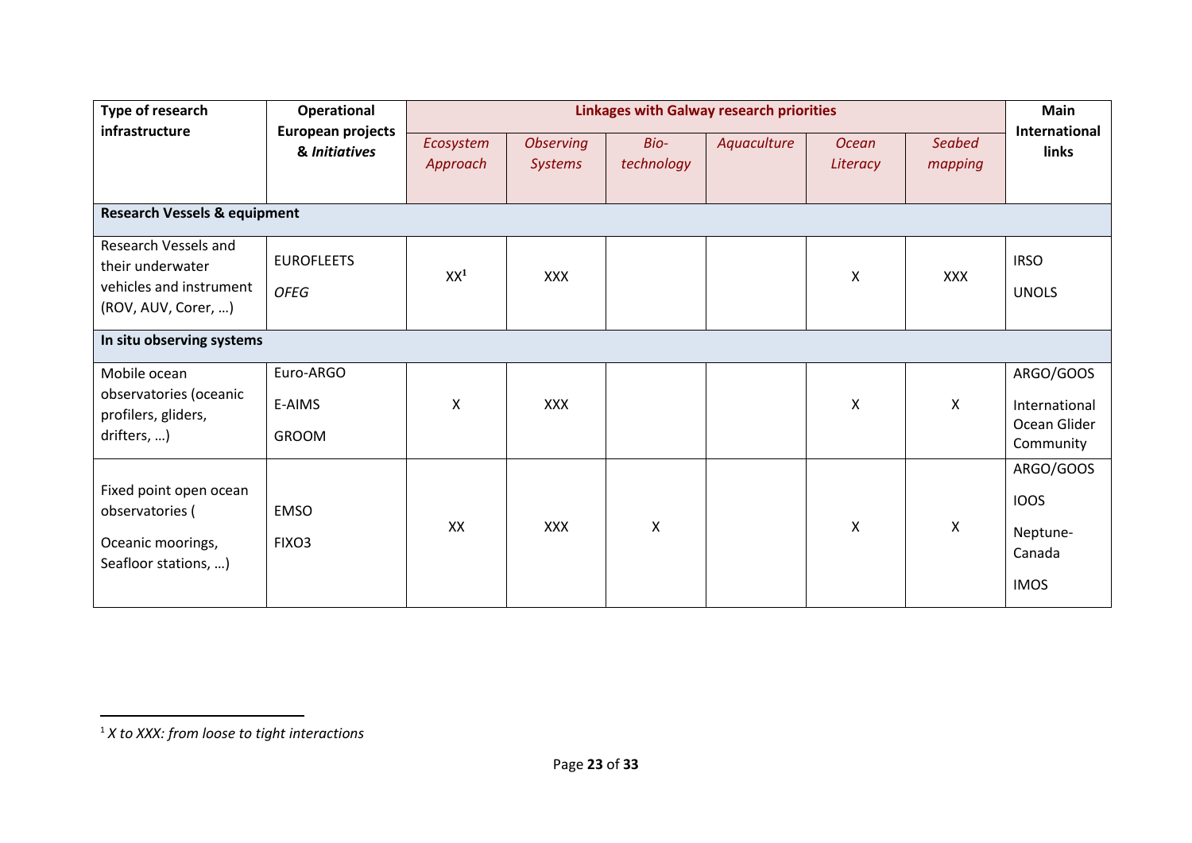| Type of research infrastructure | Operational European projects & *Initiatives* | Linkages with Galway research priorities | | | | | | Main International links |
|---|---|---|---|---|---|---|---|---|
| | | *Ecosystem Approach* | *Observing Systems* | *Bio-technology* | *Aquaculture* | *Ocean Literacy* | *Seabed mapping* | |
| **Research Vessels & equipment** | | | | | | | | |
| Research Vessels and their underwater vehicles and instrument (ROV, AUV, Corer, …) | EUROFLEETS *OFEG* | XX[1] | XXX | | | X | XXX | IRSO UNOLS |
| **In situ observing systems** | | | | | | | | |
| Mobile ocean observatories (oceanic profilers, gliders, drifters, …) | Euro-ARGO E-AIMS GROOM | X | XXX | | | X | X | ARGO/GOOS International Ocean Glider Community |
| Fixed point open ocean observatories ( Oceanic moorings, Seafloor stations, …) | EMSO FIXO3 | XX | XXX | X | | X | X | ARGO/GOOS IOOS Neptune-Canada IMOS |

[1] *X to XXX: from loose to tight interactions*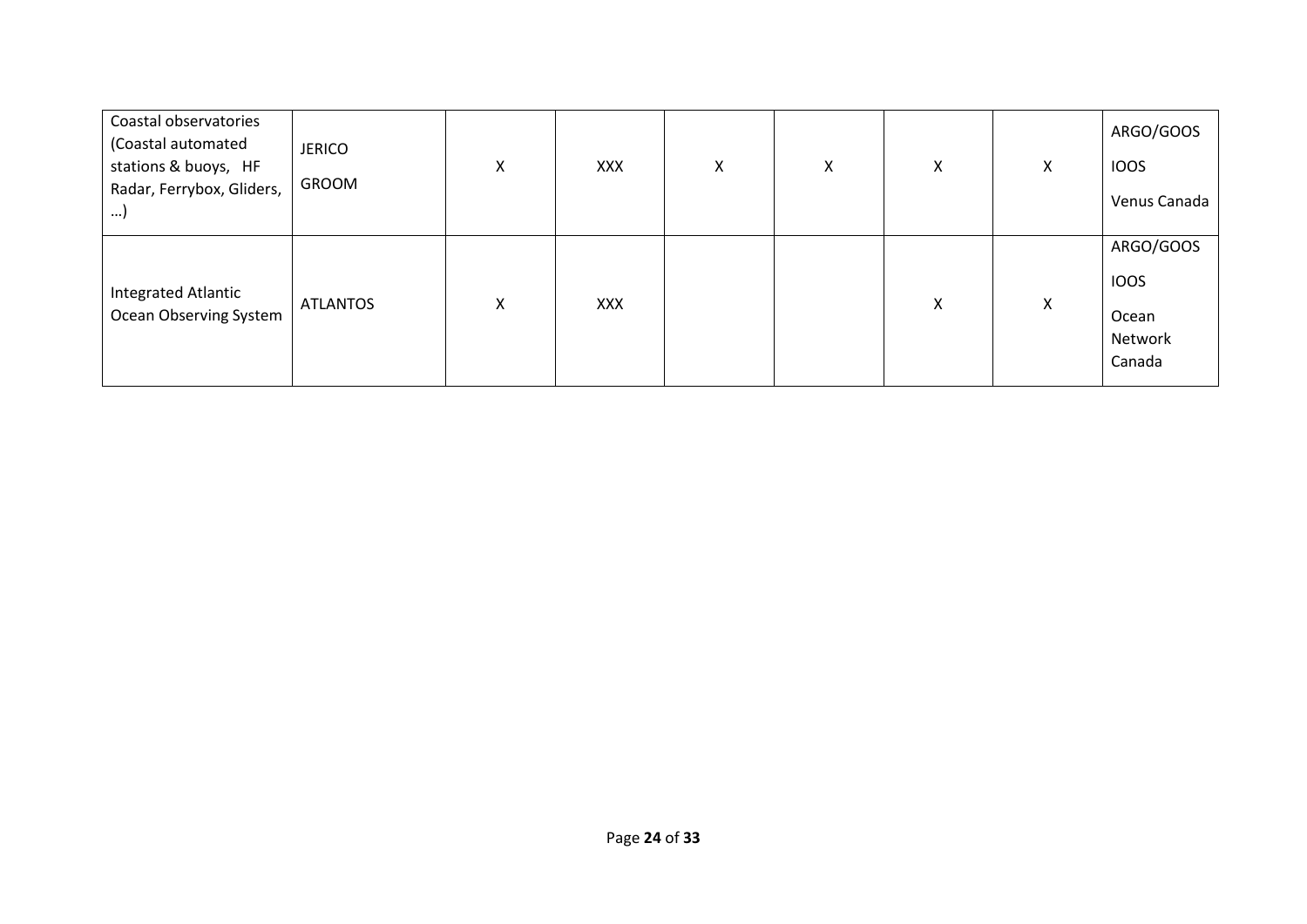| | | | | | | | | |
|---|---|---|---|---|---|---|---|---|
| Coastal observatories (Coastal automated stations & buoys, HF Radar, Ferrybox, Gliders, …) | JERICO<br>GROOM | X | XXX | X | X | X | X | ARGO/GOOS<br>IOOS<br>Venus Canada |
| Integrated Atlantic Ocean Observing System | ATLANTOS | X | XXX | | | X | X | ARGO/GOOS<br>IOOS<br>Ocean Network Canada |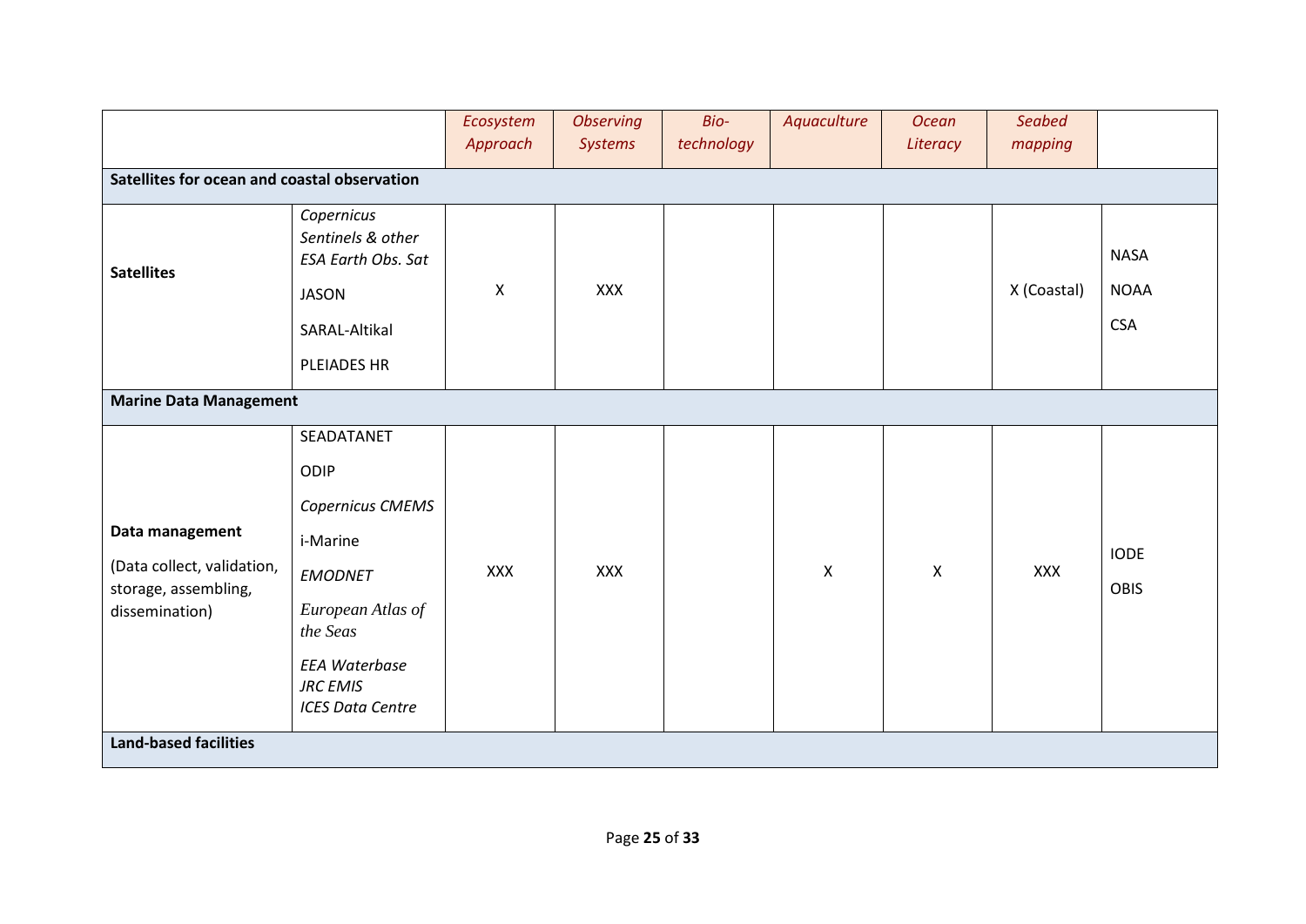| | | *Ecosystem Approach* | *Observing Systems* | *Bio-technology* | *Aquaculture* | *Ocean Literacy* | *Seabed mapping* | |
|---|---|---|---|---|---|---|---|---|
| **Satellites for ocean and coastal observation** | | | | | | | | |
| **Satellites** | *Copernicus Sentinels & other ESA Earth Obs. Sat*<br>JASON<br>SARAL-Altikal<br>PLEIADES HR | X | XXX | | | | X (Coastal) | NASA<br>NOAA<br>CSA |
| **Marine Data Management** | | | | | | | | |
| **Data management**<br>(Data collect, validation, storage, assembling, dissemination) | SEADATANET<br>ODIP<br>*Copernicus CMEMS*<br>i-Marine<br>*EMODNET*<br>*European Atlas of the Seas*<br>*EEA Waterbase*<br>*JRC EMIS*<br>*ICES Data Centre* | XXX | XXX | | X | X | XXX | IODE<br>OBIS |
| **Land-based facilities** | | | | | | | | |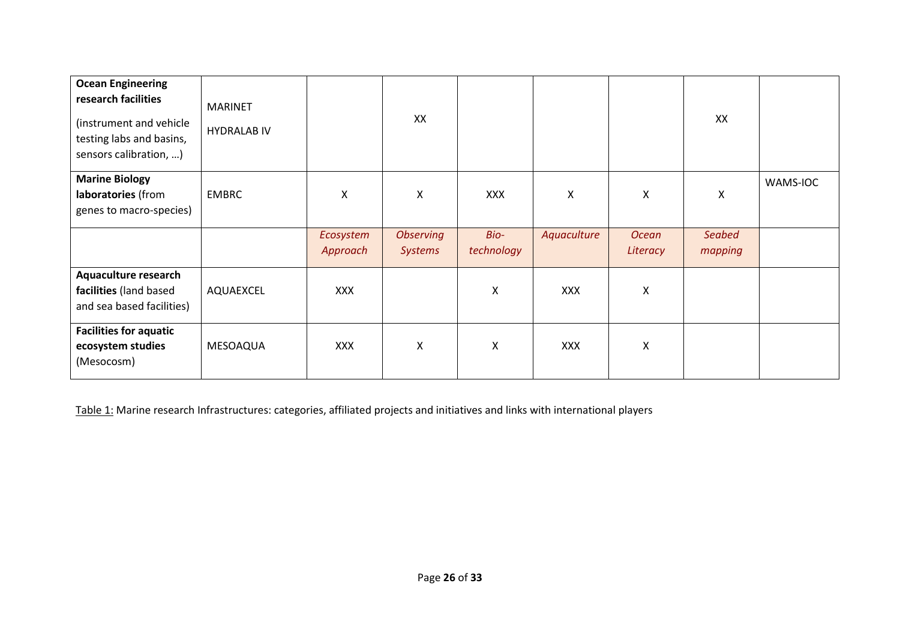| **Ocean Engineering research facilities** (instrument and vehicle testing labs and basins, sensors calibration, …) | MARINET HYDRALAB IV | | XX | | | | XX | |
|---|---|---|---|---|---|---|---|---|
| **Marine Biology laboratories** (from genes to macro-species) | EMBRC | X | X | XXX | X | X | X | WAMS-IOC |
| | | *Ecosystem Approach* | *Observing Systems* | *Bio-technology* | *Aquaculture* | *Ocean Literacy* | *Seabed mapping* | |
| **Aquaculture research facilities** (land based and sea based facilities) | AQUAEXCEL | XXX | | X | XXX | X | | |
| **Facilities for aquatic ecosystem studies** (Mesocosm) | MESOAQUA | XXX | X | X | XXX | X | | |

Table 1: Marine research Infrastructures: categories, affiliated projects and initiatives and links with international players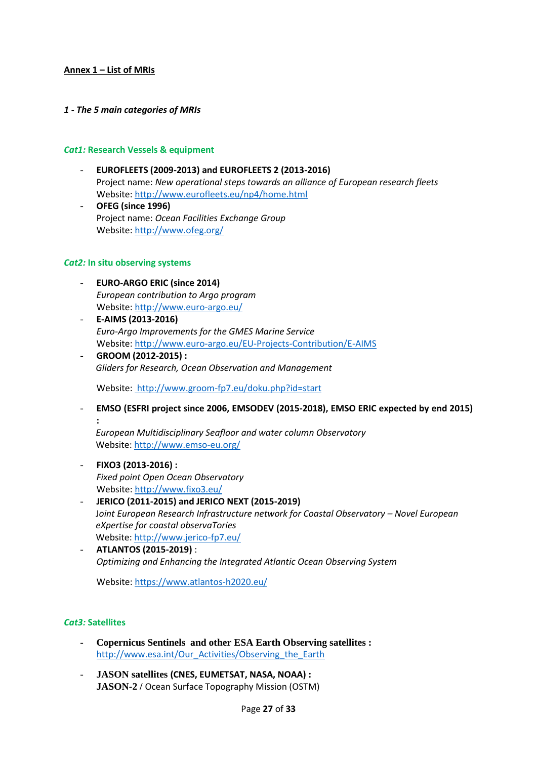**Annex 1 – List of MRIs**

***1 - The 5 main categories of MRIs***

### *Cat1:* Research Vessels & equipment

- **EUROFLEETS (2009-2013) and EUROFLEETS 2 (2013-2016)**
  Project name: *New operational steps towards an alliance of European research fleets*
  Website: http://www.eurofleets.eu/np4/home.html
- **OFEG (since 1996)**
  Project name: *Ocean Facilities Exchange Group*
  Website: http://www.ofeg.org/

### *Cat2:* In situ observing systems

- **EURO-ARGO ERIC (since 2014)**
  *European contribution to Argo program*
  Website: http://www.euro-argo.eu/
- **E-AIMS (2013-2016)**
  *Euro-Argo Improvements for the GMES Marine Service*
  Website: http://www.euro-argo.eu/EU-Projects-Contribution/E-AIMS
- **GROOM (2012-2015) :**
  *Gliders for Research, Ocean Observation and Management*

  Website: http://www.groom-fp7.eu/doku.php?id=start
- **EMSO (ESFRI project since 2006, EMSODEV (2015-2018), EMSO ERIC expected by end 2015) :**
  *European Multidisciplinary Seafloor and water column Observatory*
  Website: http://www.emso-eu.org/
- **FIXO3 (2013-2016) :**
  *Fixed point Open Ocean Observatory*
  Website: http://www.fixo3.eu/
- **JERICO (2011-2015) and JERICO NEXT (2015-2019)**
  *Joint European Research Infrastructure network for Coastal Observatory – Novel European eXpertise for coastal observaTories*
  Website: http://www.jerico-fp7.eu/
- **ATLANTOS (2015-2019)** :
  *Optimizing and Enhancing the Integrated Atlantic Ocean Observing System*

  Website: https://www.atlantos-h2020.eu/

### *Cat3:* Satellites

- **Copernicus Sentinels and other ESA Earth Observing satellites :**
  http://www.esa.int/Our_Activities/Observing_the_Earth
- **JASON satellites (CNES, EUMETSAT, NASA, NOAA) :**
  **JASON-2** / Ocean Surface Topography Mission (OSTM)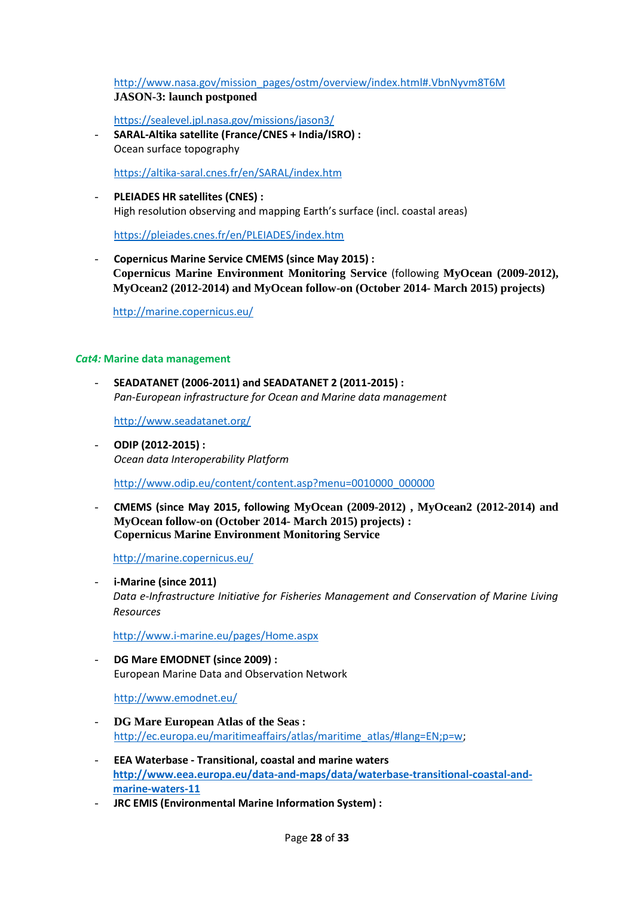http://www.nasa.gov/mission_pages/ostm/overview/index.html#.VbnNyvm8T6M

**JASON-3: launch postponed**

https://sealevel.jpl.nasa.gov/missions/jason3/

- **SARAL-Altika satellite (France/CNES + India/ISRO) :**
  Ocean surface topography

  https://altika-saral.cnes.fr/en/SARAL/index.htm

- **PLEIADES HR satellites (CNES) :**
  High resolution observing and mapping Earth's surface (incl. coastal areas)

  https://pleiades.cnes.fr/en/PLEIADES/index.htm

- **Copernicus Marine Service CMEMS (since May 2015) :**
  **Copernicus Marine Environment Monitoring Service** (following **MyOcean (2009-2012), MyOcean2 (2012-2014) and MyOcean follow-on (October 2014- March 2015) projects)**

  http://marine.copernicus.eu/

***Cat4:* Marine data management**

- **SEADATANET (2006-2011) and SEADATANET 2 (2011-2015) :**
  *Pan-European infrastructure for Ocean and Marine data management*

  http://www.seadatanet.org/

- **ODIP (2012-2015) :**
  *Ocean data Interoperability Platform*

  http://www.odip.eu/content/content.asp?menu=0010000_000000

- **CMEMS (since May 2015, following MyOcean (2009-2012) , MyOcean2 (2012-2014) and MyOcean follow-on (October 2014- March 2015) projects) :**
  **Copernicus Marine Environment Monitoring Service**

  http://marine.copernicus.eu/

- **i-Marine (since 2011)**
  *Data e-Infrastructure Initiative for Fisheries Management and Conservation of Marine Living Resources*

  http://www.i-marine.eu/pages/Home.aspx

- **DG Mare EMODNET (since 2009) :**
  European Marine Data and Observation Network

  http://www.emodnet.eu/

- **DG Mare European Atlas of the Seas :**
  http://ec.europa.eu/maritimeaffairs/atlas/maritime_atlas/#lang=EN;p=w;

- **EEA Waterbase - Transitional, coastal and marine waters**
  **http://www.eea.europa.eu/data-and-maps/data/waterbase-transitional-coastal-and-marine-waters-11**

- **JRC EMIS (Environmental Marine Information System) :**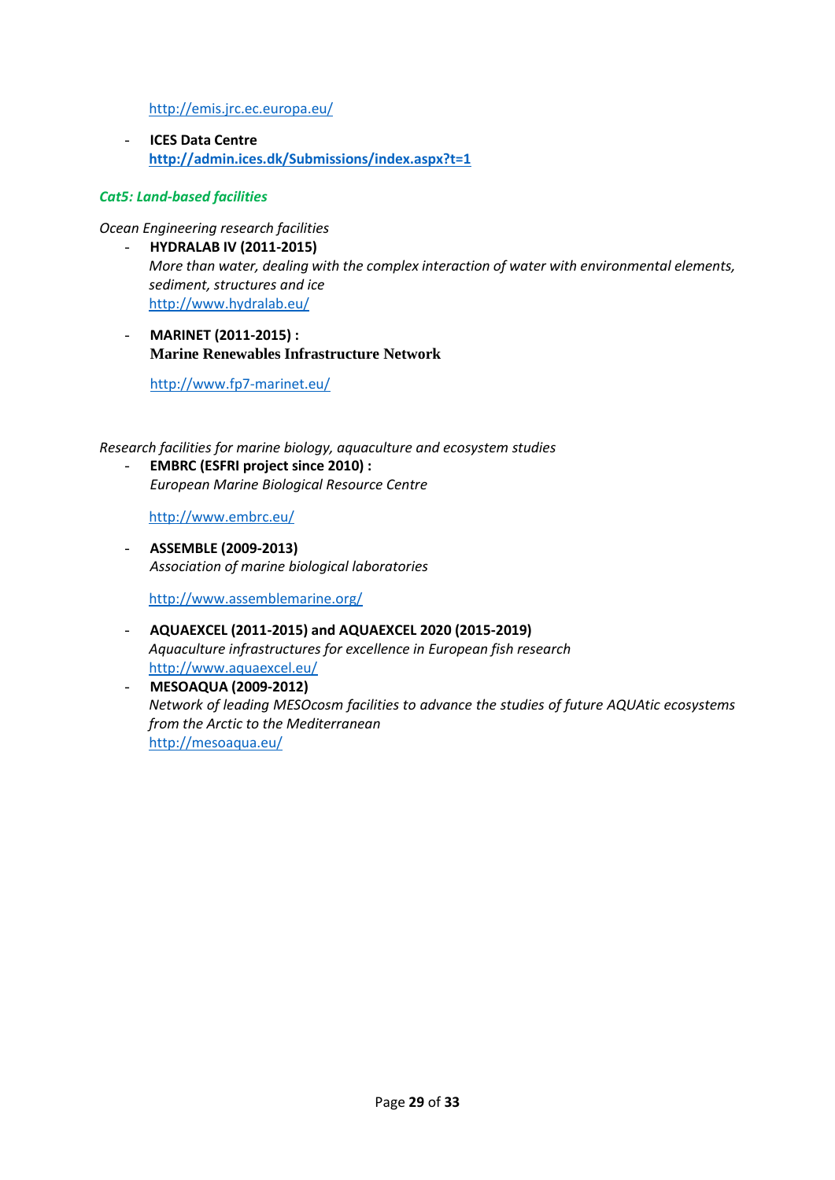http://emis.jrc.ec.europa.eu/

- **ICES Data Centre**
  **http://admin.ices.dk/Submissions/index.aspx?t=1**

***Cat5: Land-based facilities***

*Ocean Engineering research facilities*

- **HYDRALAB IV (2011-2015)**
  *More than water, dealing with the complex interaction of water with environmental elements, sediment, structures and ice*
  http://www.hydralab.eu/

- **MARINET (2011-2015) :**
  **Marine Renewables Infrastructure Network**

  http://www.fp7-marinet.eu/

*Research facilities for marine biology, aquaculture and ecosystem studies*

- **EMBRC (ESFRI project since 2010) :**
  *European Marine Biological Resource Centre*

  http://www.embrc.eu/

- **ASSEMBLE (2009-2013)**
  *Association of marine biological laboratories*

  http://www.assemblemarine.org/

- **AQUAEXCEL (2011-2015) and AQUAEXCEL 2020 (2015-2019)**
  *Aquaculture infrastructures for excellence in European fish research*
  http://www.aquaexcel.eu/
- **MESOAQUA (2009-2012)**
  *Network of leading MESOcosm facilities to advance the studies of future AQUAtic ecosystems from the Arctic to the Mediterranean*
  http://mesoaqua.eu/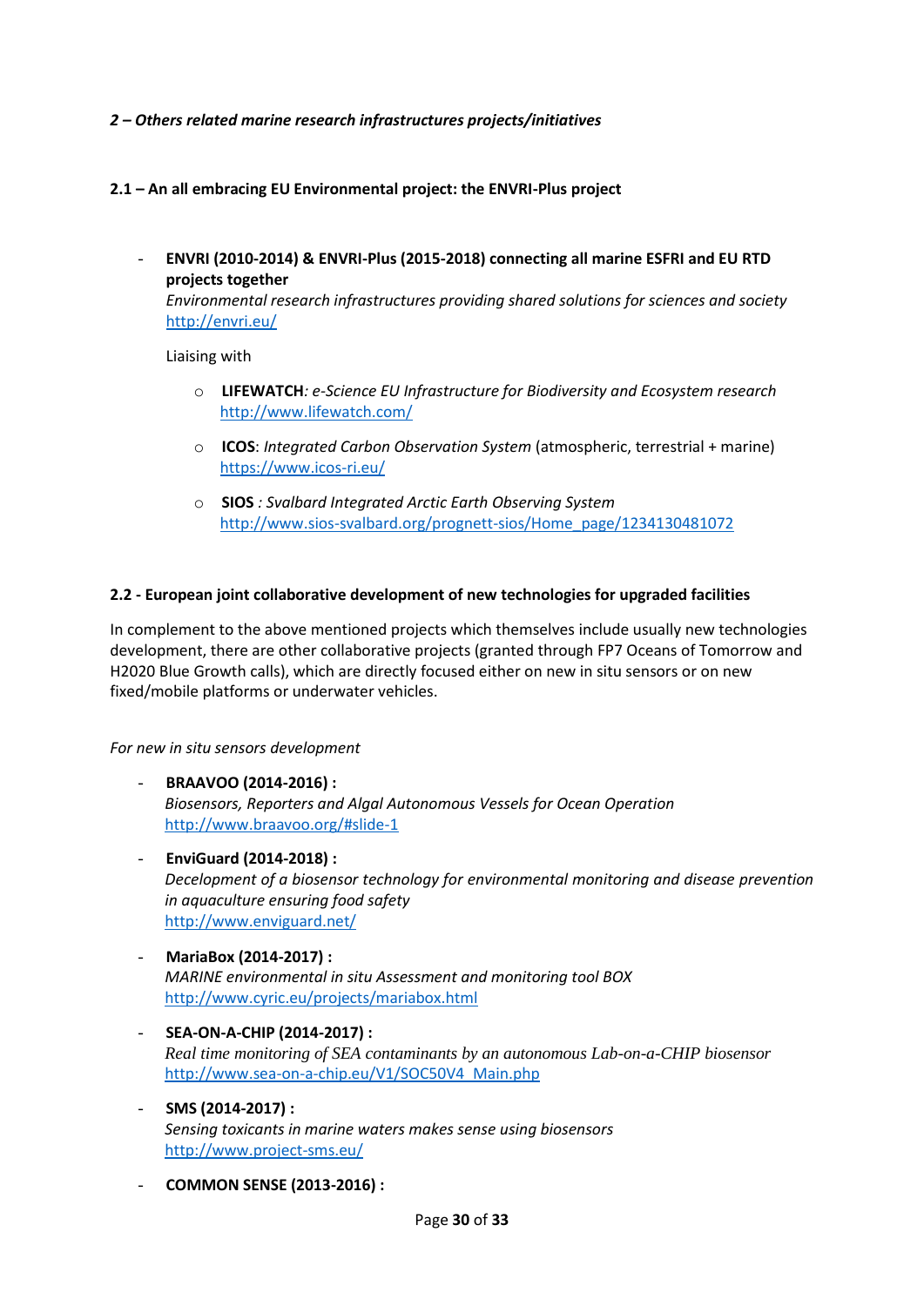*2 – Others related marine research infrastructures projects/initiatives*

**2.1 – An all embracing EU Environmental project: the ENVRI-Plus project**

- **ENVRI (2010-2014) & ENVRI-Plus (2015-2018) connecting all marine ESFRI and EU RTD projects together**
  *Environmental research infrastructures providing shared solutions for sciences and society*
  http://envri.eu/

  Liaising with

  - **LIFEWATCH***: e-Science EU Infrastructure for Biodiversity and Ecosystem research*
    http://www.lifewatch.com/
  - **ICOS**: *Integrated Carbon Observation System* (atmospheric, terrestrial + marine)
    https://www.icos-ri.eu/
  - **SIOS** *: Svalbard Integrated Arctic Earth Observing System*
    http://www.sios-svalbard.org/prognett-sios/Home_page/1234130481072

**2.2 - European joint collaborative development of new technologies for upgraded facilities**

In complement to the above mentioned projects which themselves include usually new technologies development, there are other collaborative projects (granted through FP7 Oceans of Tomorrow and H2020 Blue Growth calls), which are directly focused either on new in situ sensors or on new fixed/mobile platforms or underwater vehicles.

*For new in situ sensors development*

- **BRAAVOO (2014-2016) :**
  *Biosensors, Reporters and Algal Autonomous Vessels for Ocean Operation*
  http://www.braavoo.org/#slide-1
- **EnviGuard (2014-2018) :**
  *Decelopment of a biosensor technology for environmental monitoring and disease prevention in aquaculture ensuring food safety*
  http://www.enviguard.net/
- **MariaBox (2014-2017) :**
  *MARINE environmental in situ Assessment and monitoring tool BOX*
  http://www.cyric.eu/projects/mariabox.html
- **SEA-ON-A-CHIP (2014-2017) :**
  *Real time monitoring of SEA contaminants by an autonomous Lab-on-a-CHIP biosensor*
  http://www.sea-on-a-chip.eu/V1/SOC50V4_Main.php
- **SMS (2014-2017) :**
  *Sensing toxicants in marine waters makes sense using biosensors*
  http://www.project-sms.eu/
- **COMMON SENSE (2013-2016) :**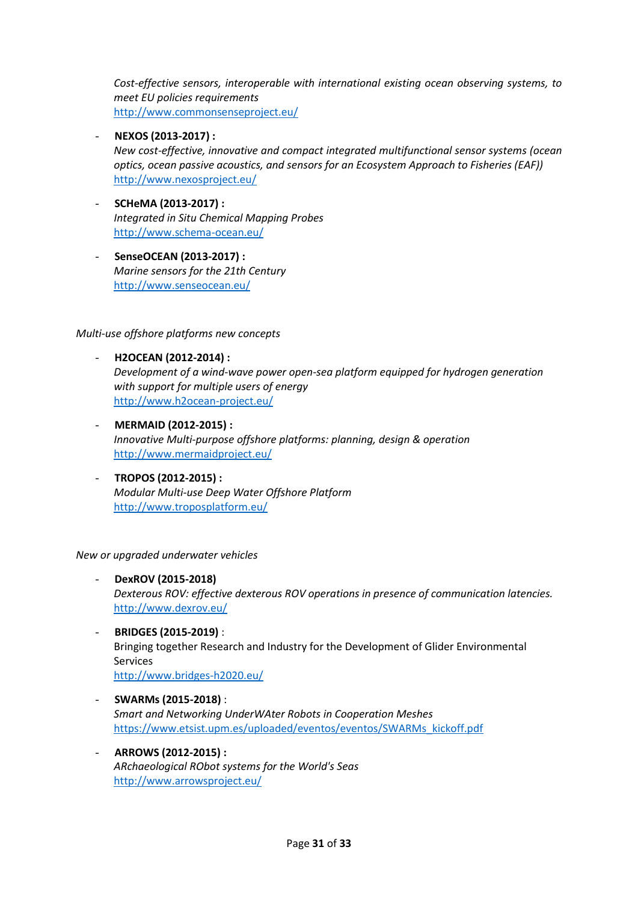*Cost-effective sensors, interoperable with international existing ocean observing systems, to meet EU policies requirements*
http://www.commonsenseproject.eu/

- **NEXOS (2013-2017) :**
  *New cost-effective, innovative and compact integrated multifunctional sensor systems (ocean optics, ocean passive acoustics, and sensors for an Ecosystem Approach to Fisheries (EAF))*
  http://www.nexosproject.eu/

- **SCHeMA (2013-2017) :**
  *Integrated in Situ Chemical Mapping Probes*
  http://www.schema-ocean.eu/

- **SenseOCEAN (2013-2017) :**
  *Marine sensors for the 21th Century*
  http://www.senseocean.eu/

*Multi-use offshore platforms new concepts*

- **H2OCEAN (2012-2014) :**
  *Development of a wind-wave power open-sea platform equipped for hydrogen generation with support for multiple users of energy*
  http://www.h2ocean-project.eu/

- **MERMAID (2012-2015) :**
  *Innovative Multi-purpose offshore platforms: planning, design & operation*
  http://www.mermaidproject.eu/

- **TROPOS (2012-2015) :**
  *Modular Multi-use Deep Water Offshore Platform*
  http://www.troposplatform.eu/

*New or upgraded underwater vehicles*

- **DexROV (2015-2018)**
  *Dexterous ROV: effective dexterous ROV operations in presence of communication latencies.*
  http://www.dexrov.eu/

- **BRIDGES (2015-2019)** :
  Bringing together Research and Industry for the Development of Glider Environmental Services
  http://www.bridges-h2020.eu/

- **SWARMs (2015-2018)** :
  *Smart and Networking UnderWAter Robots in Cooperation Meshes*
  https://www.etsist.upm.es/uploaded/eventos/eventos/SWARMs_kickoff.pdf

- **ARROWS (2012-2015) :**
  *ARchaeological RObot systems for the World's Seas*
  http://www.arrowsproject.eu/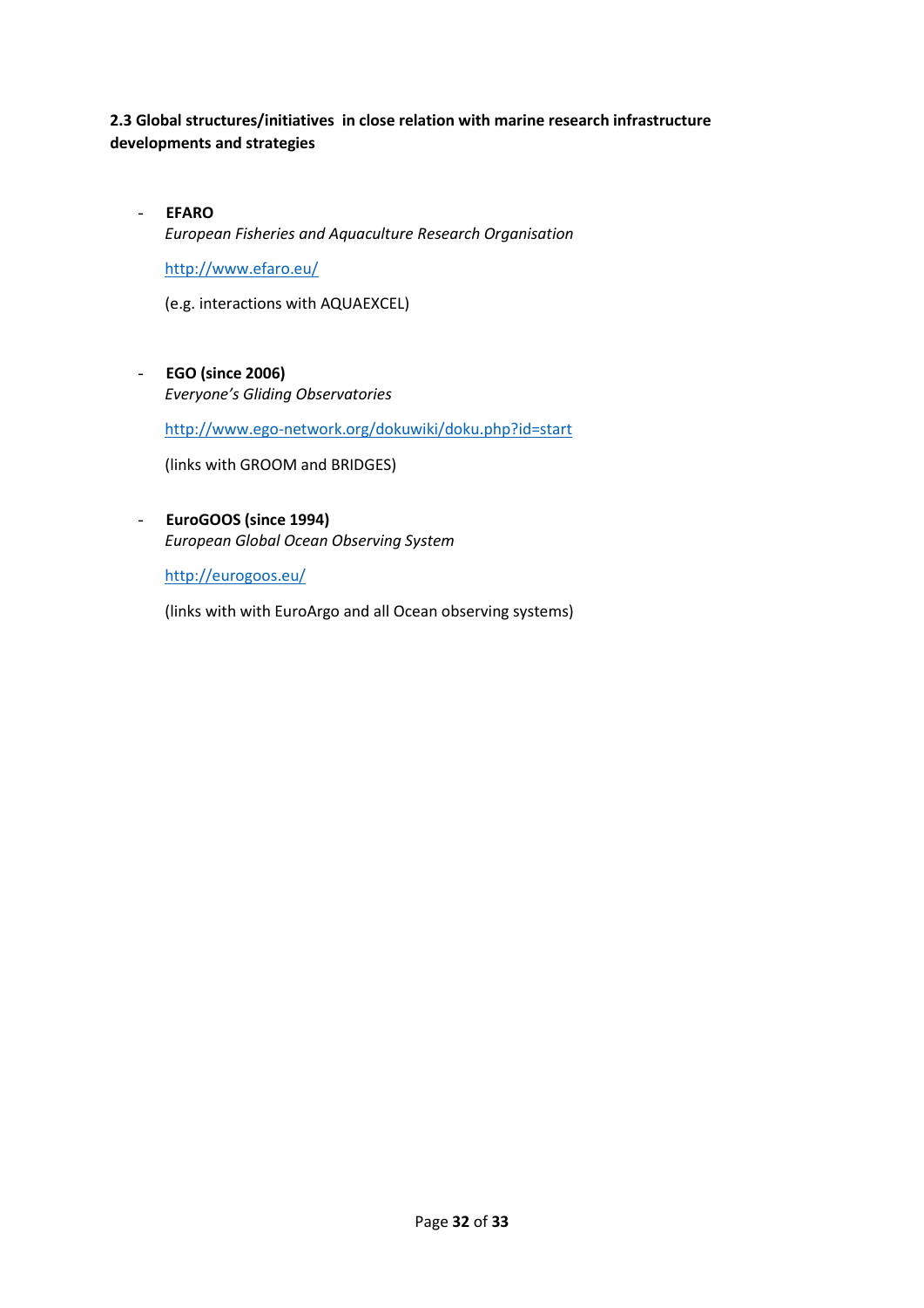### 2.3 Global structures/initiatives in close relation with marine research infrastructure developments and strategies

- **EFARO**
  *European Fisheries and Aquaculture Research Organisation*

  http://www.efaro.eu/

  (e.g. interactions with AQUAEXCEL)

- **EGO (since 2006)**
  *Everyone's Gliding Observatories*

  http://www.ego-network.org/dokuwiki/doku.php?id=start

  (links with GROOM and BRIDGES)

- **EuroGOOS (since 1994)**
  *European Global Ocean Observing System*

  http://eurogoos.eu/

  (links with with EuroArgo and all Ocean observing systems)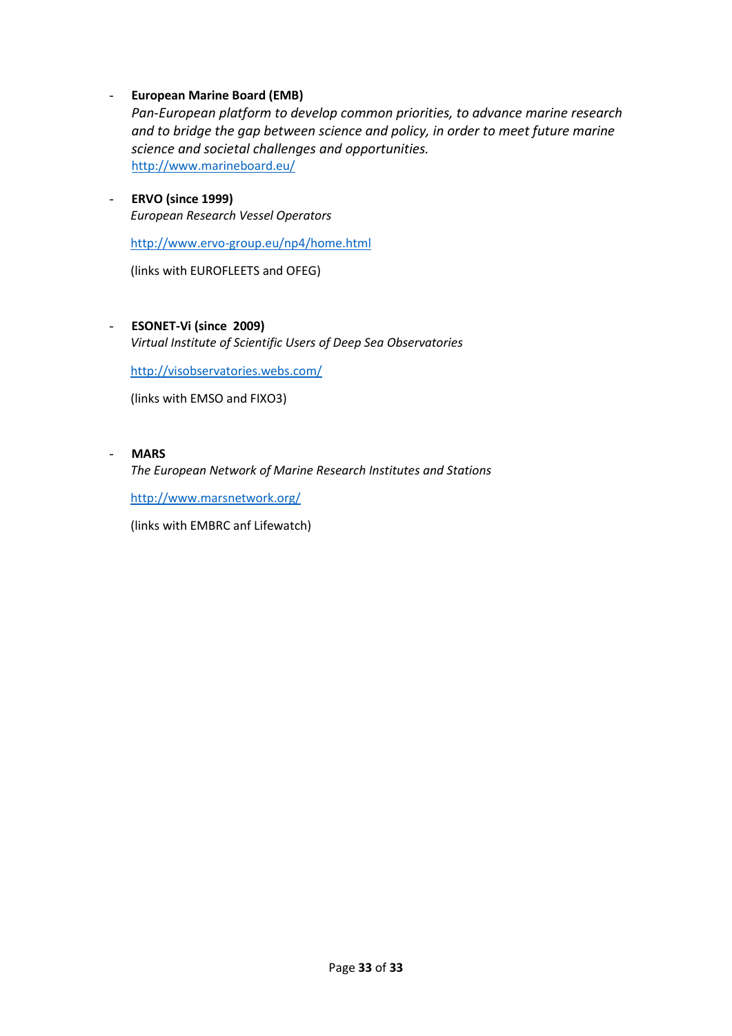- **European Marine Board (EMB)**
  *Pan-European platform to develop common priorities, to advance marine research and to bridge the gap between science and policy, in order to meet future marine science and societal challenges and opportunities.*
  http://www.marineboard.eu/

- **ERVO (since 1999)**
  *European Research Vessel Operators*

  http://www.ervo-group.eu/np4/home.html

  (links with EUROFLEETS and OFEG)

- **ESONET-Vi (since 2009)**
  *Virtual Institute of Scientific Users of Deep Sea Observatories*

  http://visobservatories.webs.com/

  (links with EMSO and FIXO3)

- **MARS**
  *The European Network of Marine Research Institutes and Stations*

  http://www.marsnetwork.org/

  (links with EMBRC anf Lifewatch)